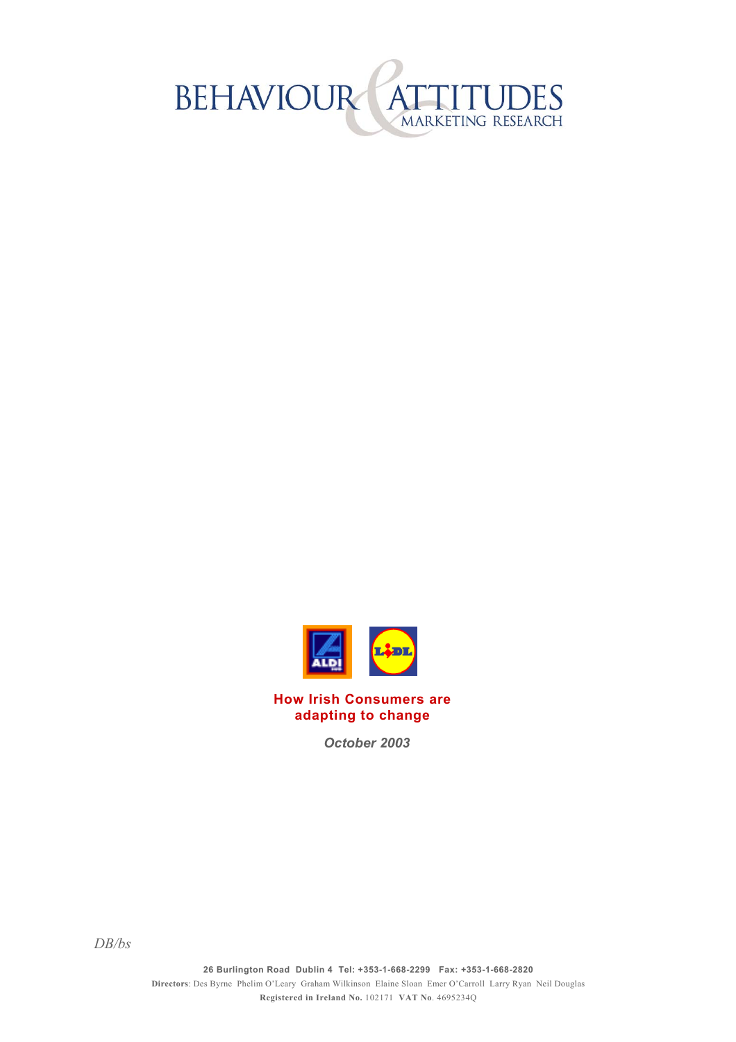# BEHAVIOUR & ATTITUDES

MARKETING RESEARCH

## How Irish Consumers are adapting to change

*October 2003*

*DB/bs*

**26 Burlington Road Dublin 4 Tel: +353-1-668-2299 Fax: +353-1-668-2820**

**Directors**: Des Byrne Phelim O'Leary Graham Wilkinson Elaine Sloan Emer O'Carroll Larry Ryan Neil Douglas

**Registered in Ireland No.** 102171 **VAT No**. 4695234Q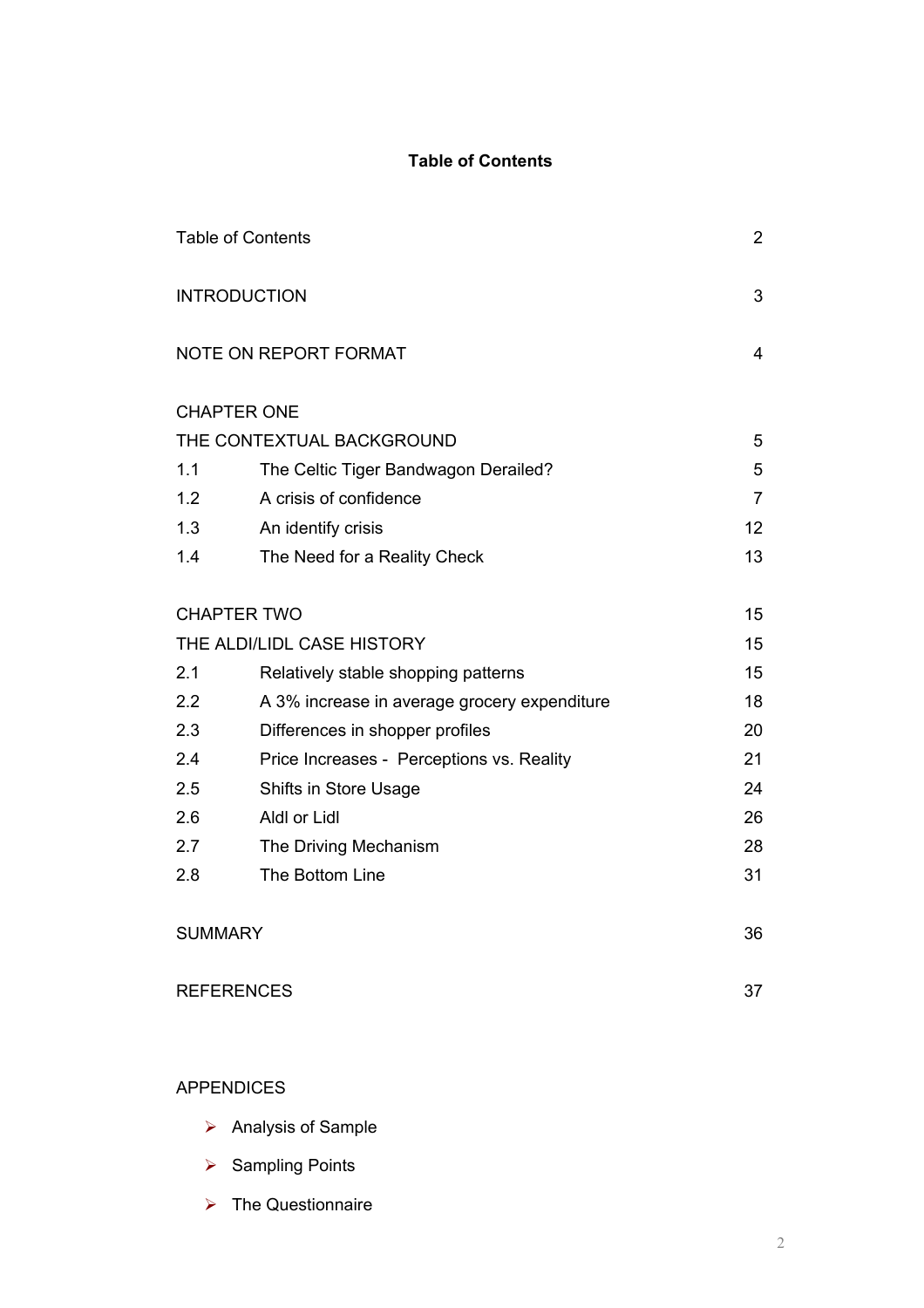# Table of Contents

| | | |
|---|---|---|
| Table of Contents | | 2 |
| INTRODUCTION | | 3 |
| NOTE ON REPORT FORMAT | | 4 |
| CHAPTER ONE | | |
| THE CONTEXTUAL BACKGROUND | | 5 |
| 1.1 | The Celtic Tiger Bandwagon Derailed? | 5 |
| 1.2 | A crisis of confidence | 7 |
| 1.3 | An identify crisis | 12 |
| 1.4 | The Need for a Reality Check | 13 |
| CHAPTER TWO | | 15 |
| THE ALDI/LIDL CASE HISTORY | | 15 |
| 2.1 | Relatively stable shopping patterns | 15 |
| 2.2 | A 3% increase in average grocery expenditure | 18 |
| 2.3 | Differences in shopper profiles | 20 |
| 2.4 | Price Increases - Perceptions vs. Reality | 21 |
| 2.5 | Shifts in Store Usage | 24 |
| 2.6 | Aldl or Lidl | 26 |
| 2.7 | The Driving Mechanism | 28 |
| 2.8 | The Bottom Line | 31 |
| SUMMARY | | 36 |
| REFERENCES | | 37 |

APPENDICES

- Analysis of Sample
- Sampling Points
- The Questionnaire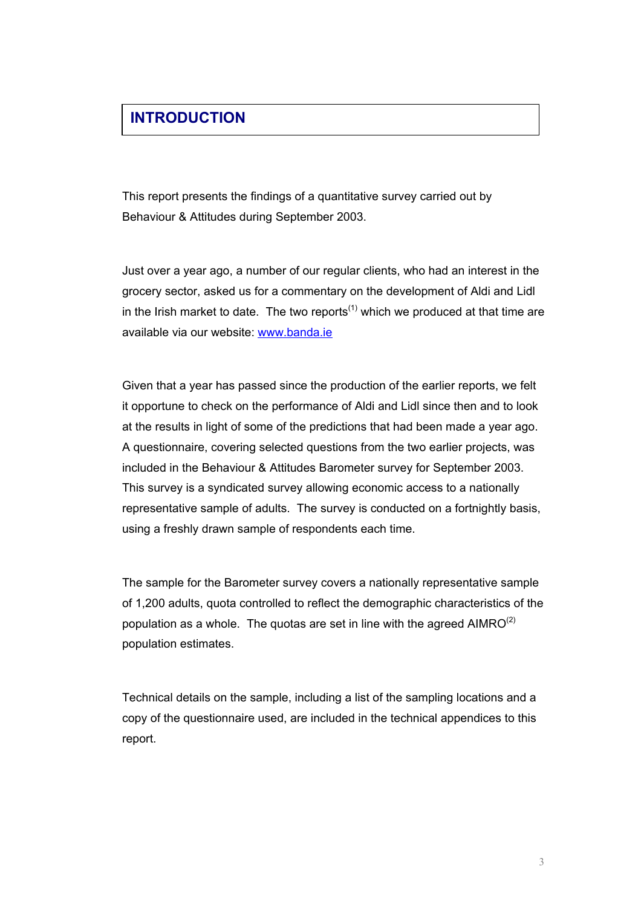# INTRODUCTION

This report presents the findings of a quantitative survey carried out by Behaviour & Attitudes during September 2003.

Just over a year ago, a number of our regular clients, who had an interest in the grocery sector, asked us for a commentary on the development of Aldi and Lidl in the Irish market to date. The two reports[1] which we produced at that time are available via our website: www.banda.ie

Given that a year has passed since the production of the earlier reports, we felt it opportune to check on the performance of Aldi and Lidl since then and to look at the results in light of some of the predictions that had been made a year ago. A questionnaire, covering selected questions from the two earlier projects, was included in the Behaviour & Attitudes Barometer survey for September 2003. This survey is a syndicated survey allowing economic access to a nationally representative sample of adults. The survey is conducted on a fortnightly basis, using a freshly drawn sample of respondents each time.

The sample for the Barometer survey covers a nationally representative sample of 1,200 adults, quota controlled to reflect the demographic characteristics of the population as a whole. The quotas are set in line with the agreed AIMRO[2] population estimates.

Technical details on the sample, including a list of the sampling locations and a copy of the questionnaire used, are included in the technical appendices to this report.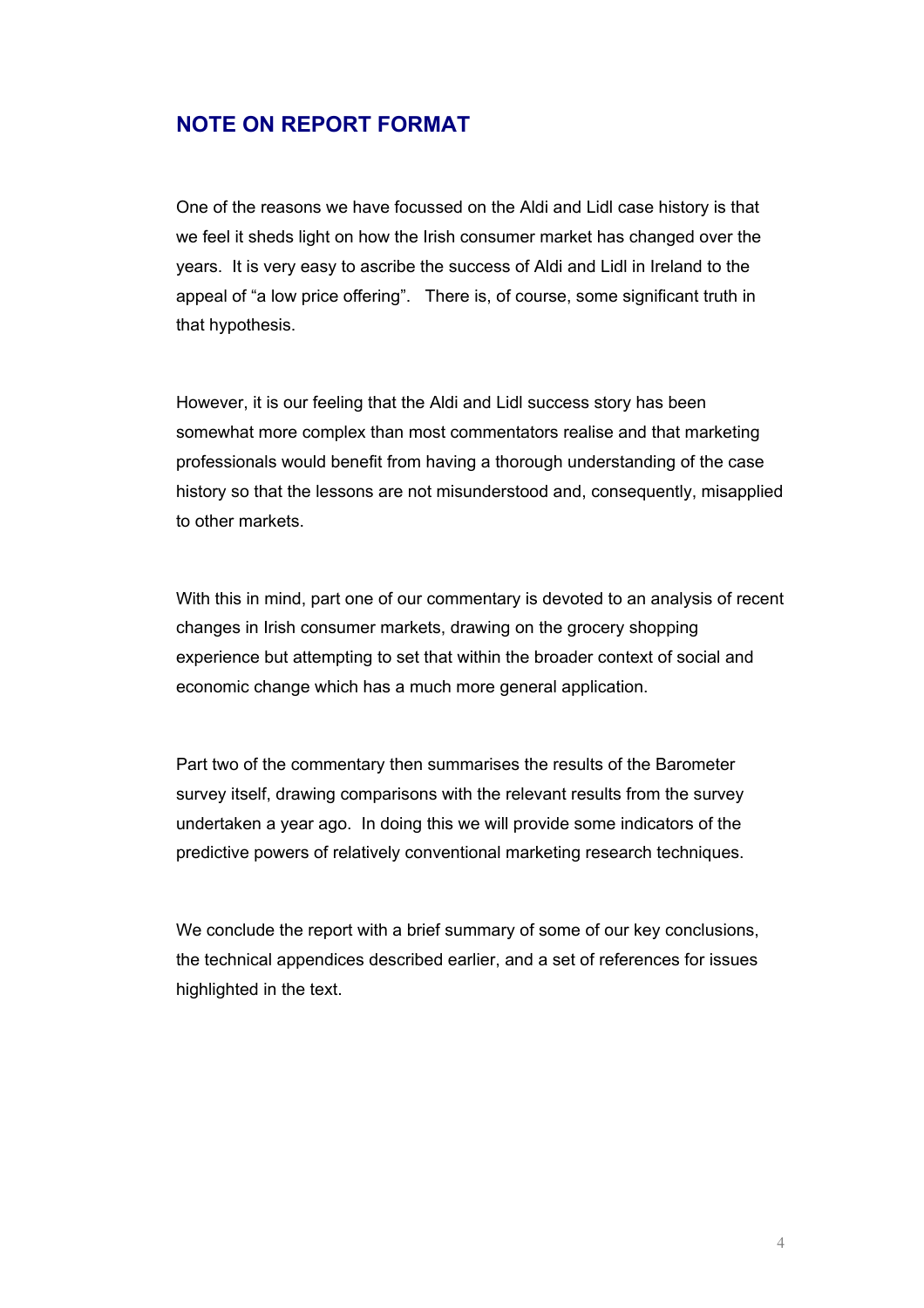## NOTE ON REPORT FORMAT

One of the reasons we have focussed on the Aldi and Lidl case history is that we feel it sheds light on how the Irish consumer market has changed over the years. It is very easy to ascribe the success of Aldi and Lidl in Ireland to the appeal of "a low price offering". There is, of course, some significant truth in that hypothesis.

However, it is our feeling that the Aldi and Lidl success story has been somewhat more complex than most commentators realise and that marketing professionals would benefit from having a thorough understanding of the case history so that the lessons are not misunderstood and, consequently, misapplied to other markets.

With this in mind, part one of our commentary is devoted to an analysis of recent changes in Irish consumer markets, drawing on the grocery shopping experience but attempting to set that within the broader context of social and economic change which has a much more general application.

Part two of the commentary then summarises the results of the Barometer survey itself, drawing comparisons with the relevant results from the survey undertaken a year ago. In doing this we will provide some indicators of the predictive powers of relatively conventional marketing research techniques.

We conclude the report with a brief summary of some of our key conclusions, the technical appendices described earlier, and a set of references for issues highlighted in the text.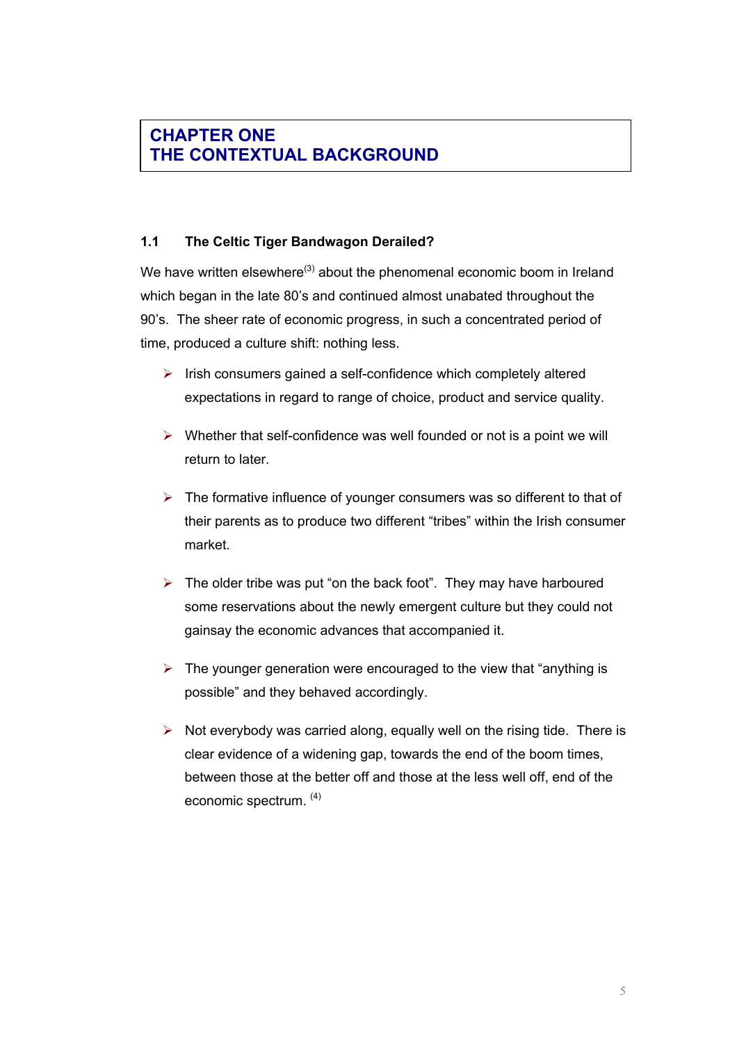# CHAPTER ONE
# THE CONTEXTUAL BACKGROUND

## 1.1 The Celtic Tiger Bandwagon Derailed?

We have written elsewhere[3] about the phenomenal economic boom in Ireland which began in the late 80's and continued almost unabated throughout the 90's. The sheer rate of economic progress, in such a concentrated period of time, produced a culture shift: nothing less.

- Irish consumers gained a self-confidence which completely altered expectations in regard to range of choice, product and service quality.
- Whether that self-confidence was well founded or not is a point we will return to later.
- The formative influence of younger consumers was so different to that of their parents as to produce two different "tribes" within the Irish consumer market.
- The older tribe was put "on the back foot". They may have harboured some reservations about the newly emergent culture but they could not gainsay the economic advances that accompanied it.
- The younger generation were encouraged to the view that "anything is possible" and they behaved accordingly.
- Not everybody was carried along, equally well on the rising tide. There is clear evidence of a widening gap, towards the end of the boom times, between those at the better off and those at the less well off, end of the economic spectrum. [4]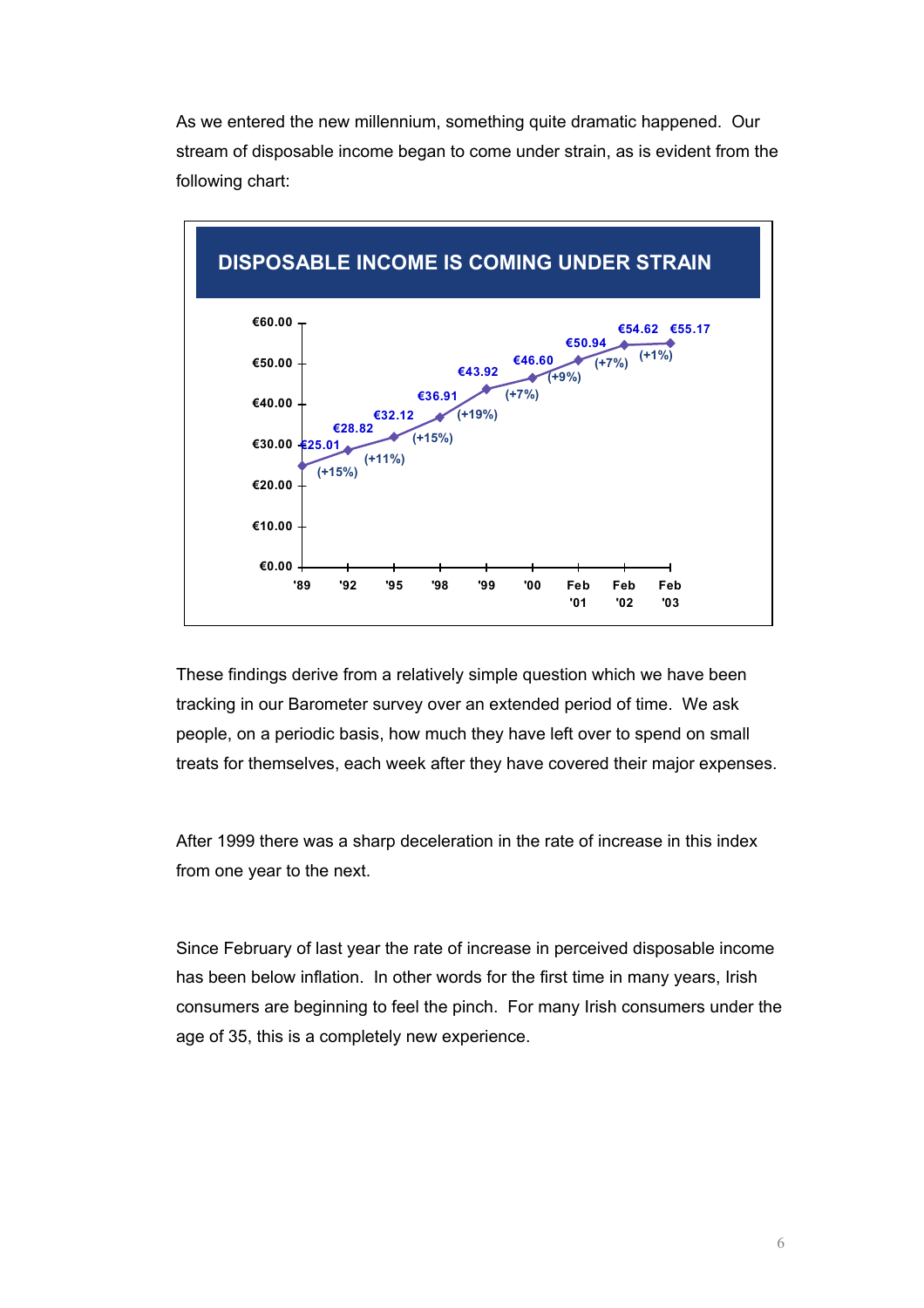As we entered the new millennium, something quite dramatic happened. Our stream of disposable income began to come under strain, as is evident from the following chart:

**DISPOSABLE INCOME IS COMING UNDER STRAIN**

| Period | Disposable income | Change |
|---|---|---|
| '89 | €25.01 | |
| '92 | €28.82 | (+15%) |
| '95 | €32.12 | (+11%) |
| '98 | €36.91 | (+15%) |
| '99 | €43.92 | (+19%) |
| '00 | €46.60 | (+7%) |
| Feb '01 | €50.94 | (+9%) |
| Feb '02 | €54.62 | (+7%) |
| Feb '03 | €55.17 | (+1%) |

These findings derive from a relatively simple question which we have been tracking in our Barometer survey over an extended period of time. We ask people, on a periodic basis, how much they have left over to spend on small treats for themselves, each week after they have covered their major expenses.

After 1999 there was a sharp deceleration in the rate of increase in this index from one year to the next.

Since February of last year the rate of increase in perceived disposable income has been below inflation. In other words for the first time in many years, Irish consumers are beginning to feel the pinch. For many Irish consumers under the age of 35, this is a completely new experience.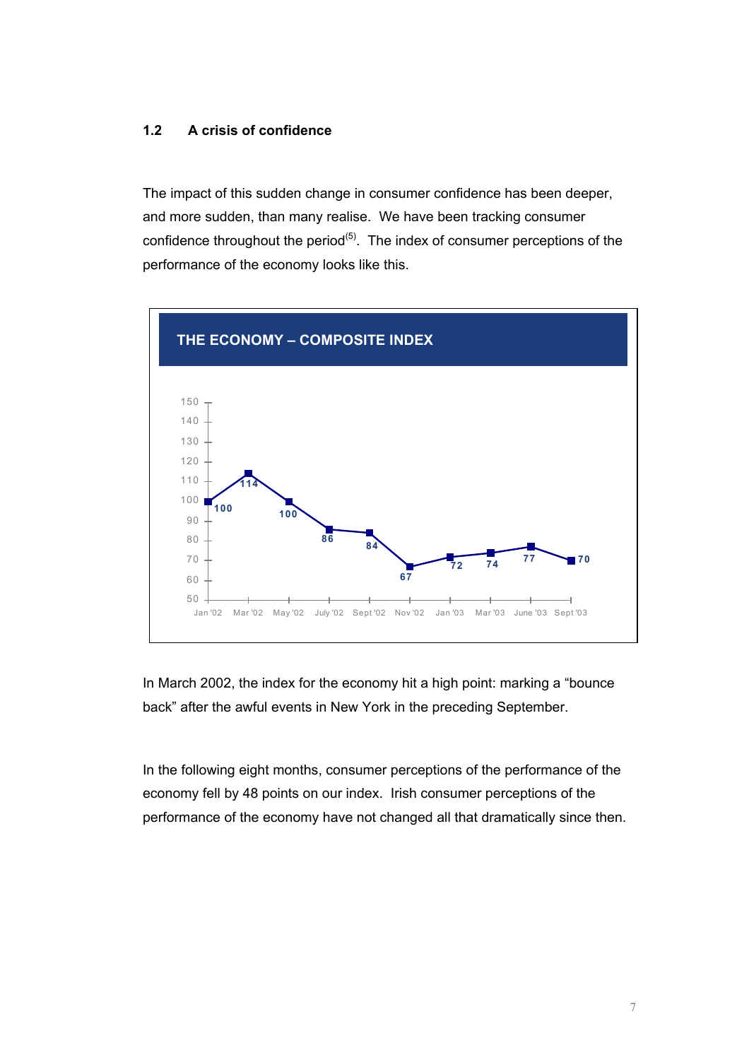## 1.2 A crisis of confidence

The impact of this sudden change in consumer confidence has been deeper, and more sudden, than many realise. We have been tracking consumer confidence throughout the period[5]. The index of consumer perceptions of the performance of the economy looks like this.

**THE ECONOMY – COMPOSITE INDEX**

| Jan '02 | Mar '02 | May '02 | July '02 | Sept '02 | Nov '02 | Jan '03 | Mar '03 | June '03 | Sept '03 |
|---|---|---|---|---|---|---|---|---|---|
| 100 | 114 | 100 | 86 | 84 | 67 | 72 | 74 | 77 | 70 |

In March 2002, the index for the economy hit a high point: marking a "bounce back" after the awful events in New York in the preceding September.

In the following eight months, consumer perceptions of the performance of the economy fell by 48 points on our index. Irish consumer perceptions of the performance of the economy have not changed all that dramatically since then.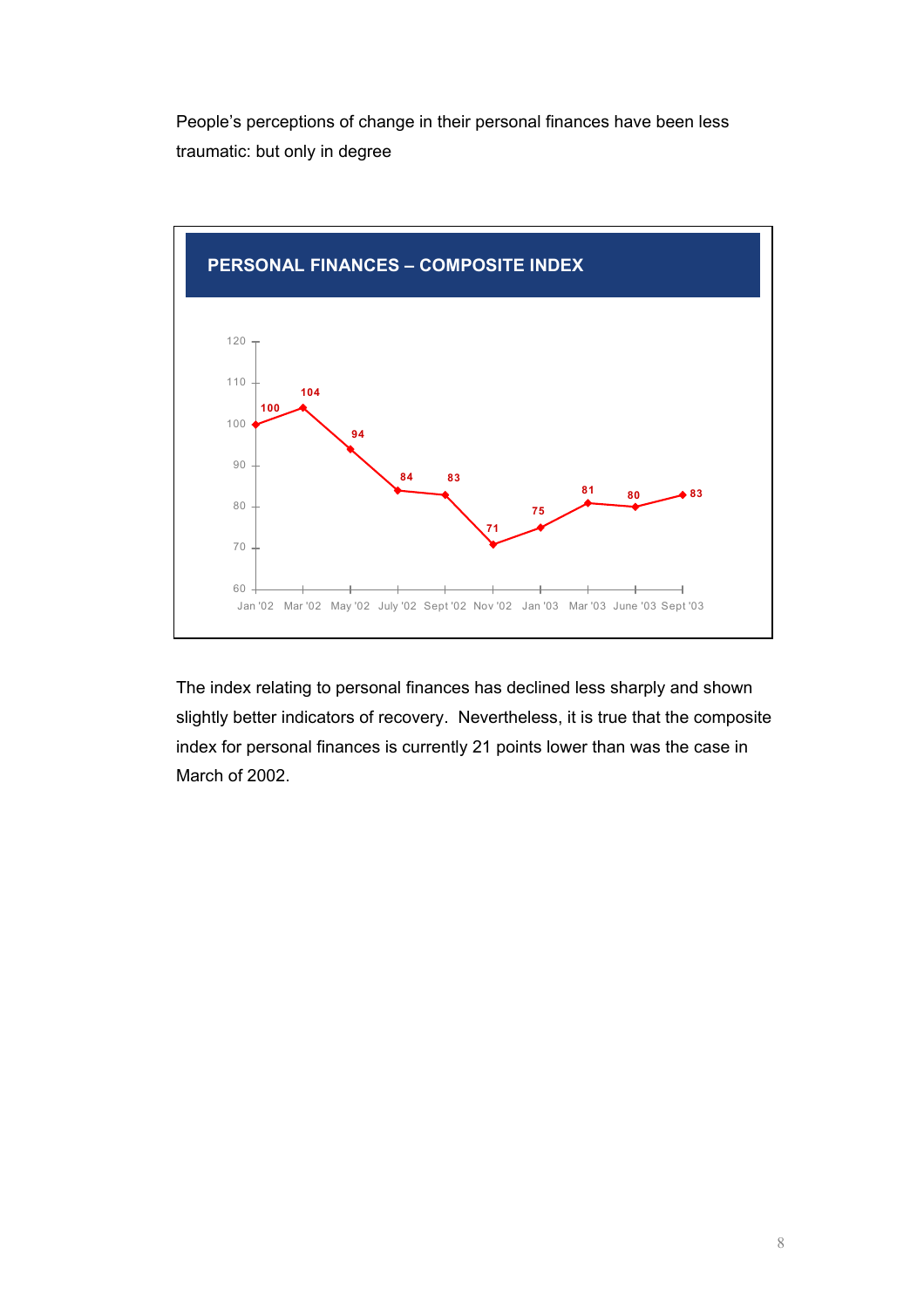People's perceptions of change in their personal finances have been less traumatic: but only in degree

**PERSONAL FINANCES – COMPOSITE INDEX**

| Jan '02 | Mar '02 | May '02 | July '02 | Sept '02 | Nov '02 | Jan '03 | Mar '03 | June '03 | Sept '03 |
|---|---|---|---|---|---|---|---|---|---|
| 100 | 104 | 94 | 84 | 83 | 71 | 75 | 81 | 80 | 83 |

The index relating to personal finances has declined less sharply and shown slightly better indicators of recovery. Nevertheless, it is true that the composite index for personal finances is currently 21 points lower than was the case in March of 2002.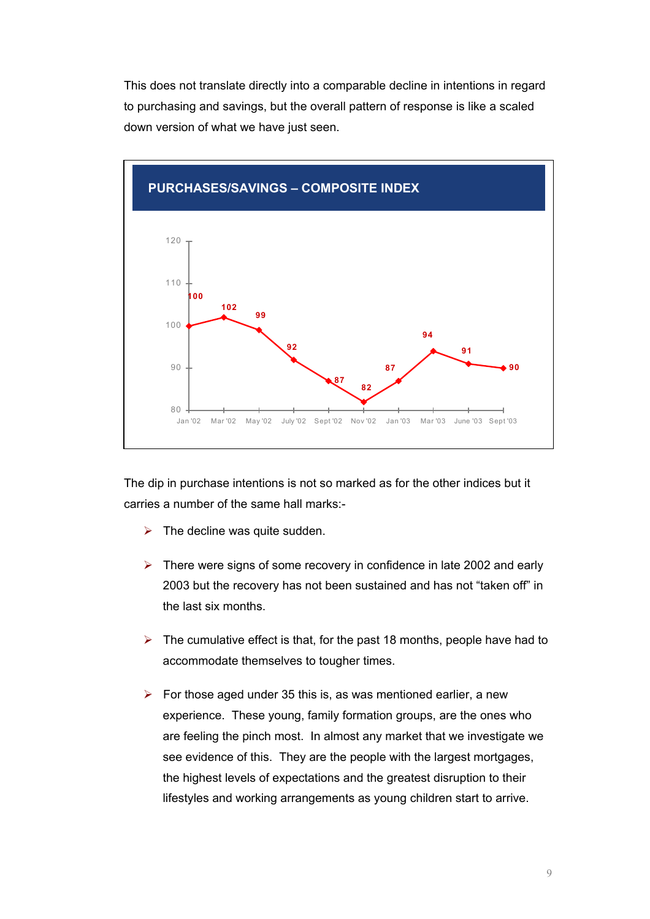This does not translate directly into a comparable decline in intentions in regard to purchasing and savings, but the overall pattern of response is like a scaled down version of what we have just seen.

**PURCHASES/SAVINGS – COMPOSITE INDEX**

| Jan '02 | Mar '02 | May '02 | July '02 | Sept '02 | Nov '02 | Jan '03 | Mar '03 | June '03 | Sept '03 |
|---|---|---|---|---|---|---|---|---|---|
| 100 | 102 | 99 | 92 | 87 | 82 | 87 | 94 | 91 | 90 |

The dip in purchase intentions is not so marked as for the other indices but it carries a number of the same hall marks:-

- The decline was quite sudden.
- There were signs of some recovery in confidence in late 2002 and early 2003 but the recovery has not been sustained and has not "taken off" in the last six months.
- The cumulative effect is that, for the past 18 months, people have had to accommodate themselves to tougher times.
- For those aged under 35 this is, as was mentioned earlier, a new experience. These young, family formation groups, are the ones who are feeling the pinch most. In almost any market that we investigate we see evidence of this. They are the people with the largest mortgages, the highest levels of expectations and the greatest disruption to their lifestyles and working arrangements as young children start to arrive.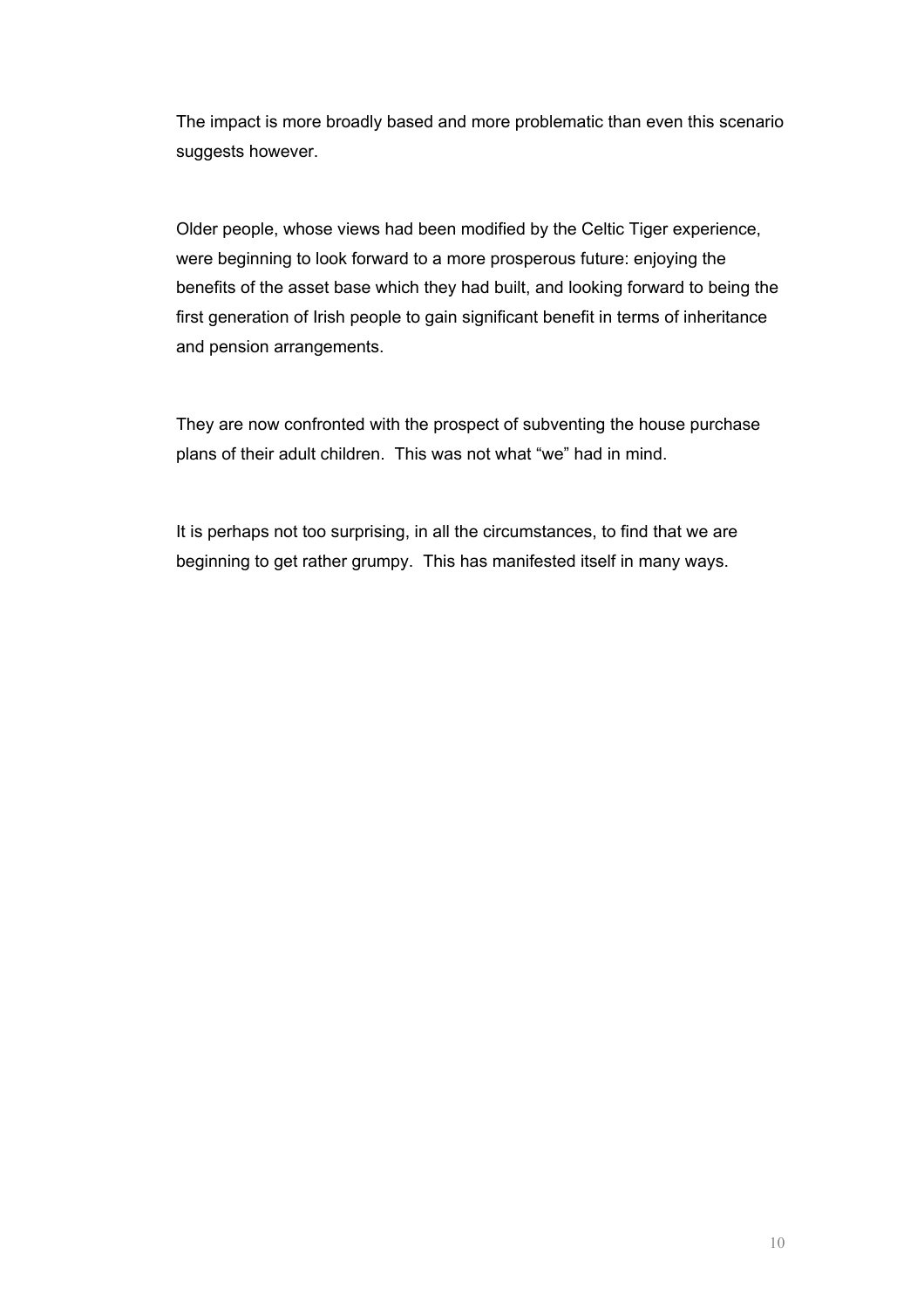The impact is more broadly based and more problematic than even this scenario suggests however.

Older people, whose views had been modified by the Celtic Tiger experience, were beginning to look forward to a more prosperous future: enjoying the benefits of the asset base which they had built, and looking forward to being the first generation of Irish people to gain significant benefit in terms of inheritance and pension arrangements.

They are now confronted with the prospect of subventing the house purchase plans of their adult children. This was not what "we" had in mind.

It is perhaps not too surprising, in all the circumstances, to find that we are beginning to get rather grumpy. This has manifested itself in many ways.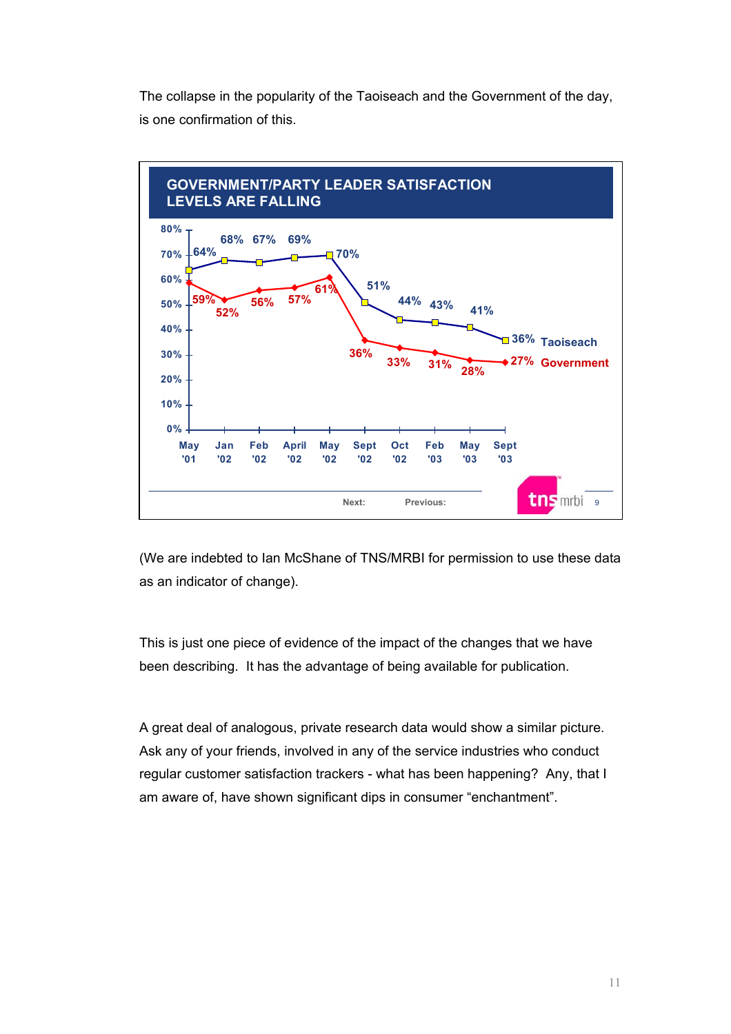The collapse in the popularity of the Taoiseach and the Government of the day, is one confirmation of this.

**GOVERNMENT/PARTY LEADER SATISFACTION LEVELS ARE FALLING**

| | May '01 | Jan '02 | Feb '02 | April '02 | May '02 | Sept '02 | Oct '02 | Feb '03 | May '03 | Sept '03 |
|---|---|---|---|---|---|---|---|---|---|---|
| Taoiseach | 64% | 68% | 67% | 69% | 70% | 51% | 44% | 43% | 41% | 36% |
| Government | 59% | 52% | 56% | 57% | 61% | 36% | 33% | 31% | 28% | 27% |

tns mrbi

(We are indebted to Ian McShane of TNS/MRBI for permission to use these data as an indicator of change).

This is just one piece of evidence of the impact of the changes that we have been describing. It has the advantage of being available for publication.

A great deal of analogous, private research data would show a similar picture. Ask any of your friends, involved in any of the service industries who conduct regular customer satisfaction trackers - what has been happening? Any, that I am aware of, have shown significant dips in consumer "enchantment".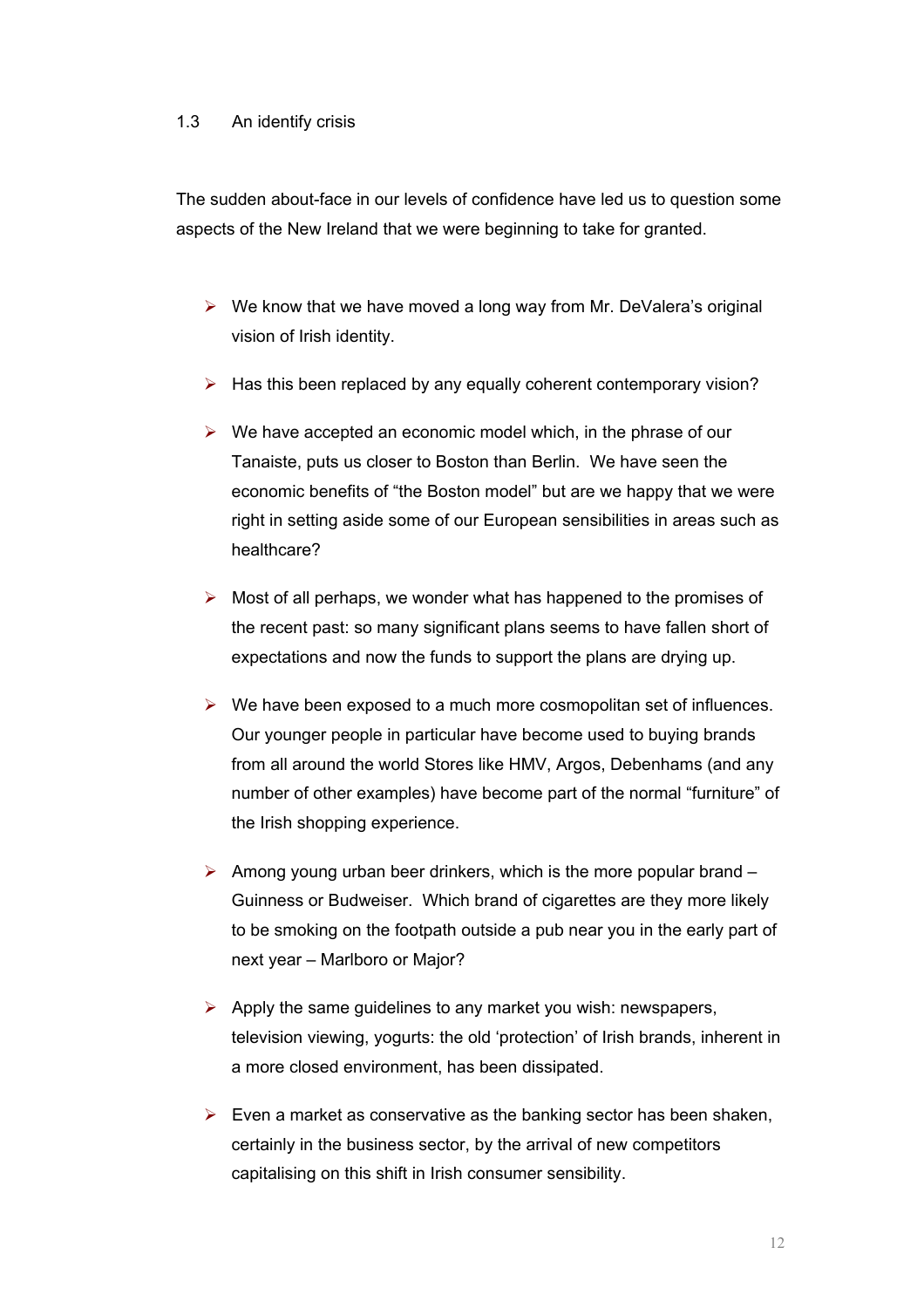## 1.3 An identify crisis

The sudden about-face in our levels of confidence have led us to question some aspects of the New Ireland that we were beginning to take for granted.

- We know that we have moved a long way from Mr. DeValera's original vision of Irish identity.
- Has this been replaced by any equally coherent contemporary vision?
- We have accepted an economic model which, in the phrase of our Tanaiste, puts us closer to Boston than Berlin. We have seen the economic benefits of "the Boston model" but are we happy that we were right in setting aside some of our European sensibilities in areas such as healthcare?
- Most of all perhaps, we wonder what has happened to the promises of the recent past: so many significant plans seems to have fallen short of expectations and now the funds to support the plans are drying up.
- We have been exposed to a much more cosmopolitan set of influences. Our younger people in particular have become used to buying brands from all around the world Stores like HMV, Argos, Debenhams (and any number of other examples) have become part of the normal "furniture" of the Irish shopping experience.
- Among young urban beer drinkers, which is the more popular brand – Guinness or Budweiser. Which brand of cigarettes are they more likely to be smoking on the footpath outside a pub near you in the early part of next year – Marlboro or Major?
- Apply the same guidelines to any market you wish: newspapers, television viewing, yogurts: the old 'protection' of Irish brands, inherent in a more closed environment, has been dissipated.
- Even a market as conservative as the banking sector has been shaken, certainly in the business sector, by the arrival of new competitors capitalising on this shift in Irish consumer sensibility.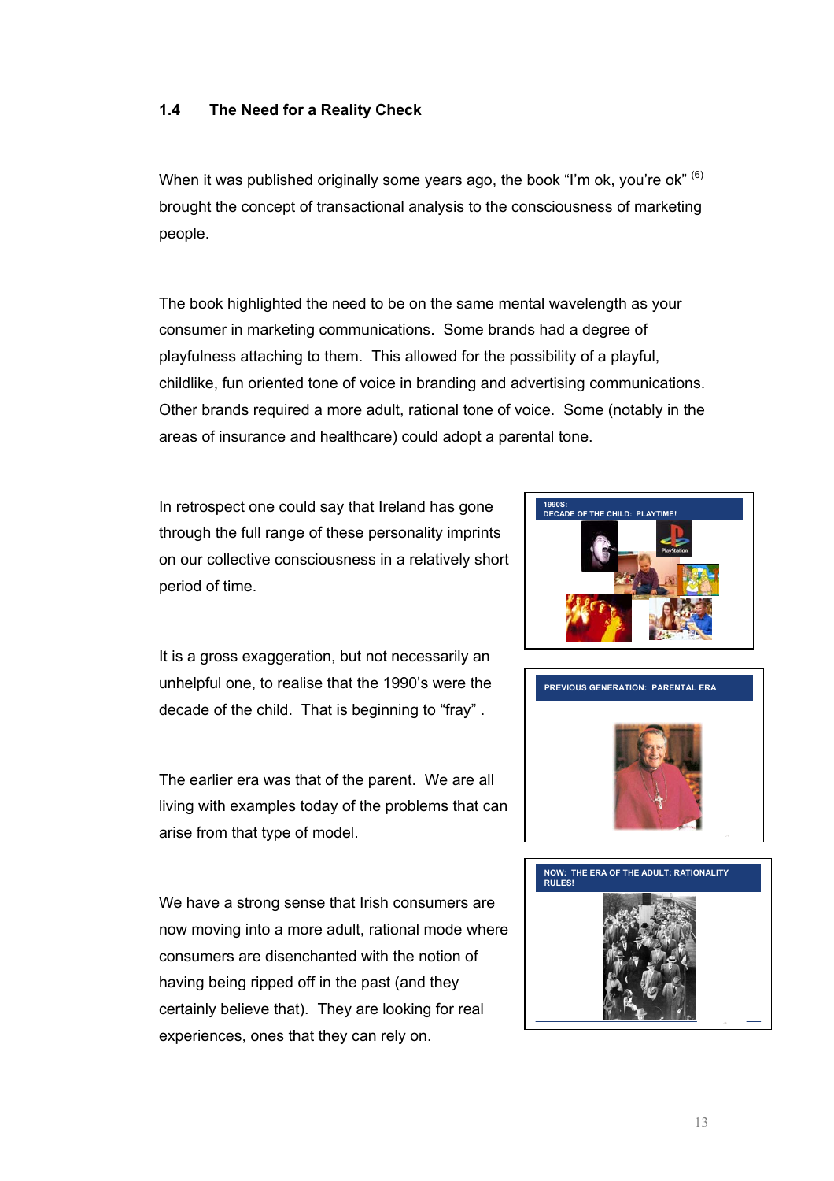### 1.4 The Need for a Reality Check

When it was published originally some years ago, the book "I'm ok, you're ok" [6] brought the concept of transactional analysis to the consciousness of marketing people.

The book highlighted the need to be on the same mental wavelength as your consumer in marketing communications. Some brands had a degree of playfulness attaching to them. This allowed for the possibility of a playful, childlike, fun oriented tone of voice in branding and advertising communications. Other brands required a more adult, rational tone of voice. Some (notably in the areas of insurance and healthcare) could adopt a parental tone.

In retrospect one could say that Ireland has gone through the full range of these personality imprints on our collective consciousness in a relatively short period of time.

It is a gross exaggeration, but not necessarily an unhelpful one, to realise that the 1990's were the decade of the child. That is beginning to "fray" .

The earlier era was that of the parent. We are all living with examples today of the problems that can arise from that type of model.

We have a strong sense that Irish consumers are now moving into a more adult, rational mode where consumers are disenchanted with the notion of having being ripped off in the past (and they certainly believe that). They are looking for real experiences, ones that they can rely on.

1990S:
DECADE OF THE CHILD: PLAYTIME!

PREVIOUS GENERATION: PARENTAL ERA

NOW: THE ERA OF THE ADULT: RATIONALITY RULES!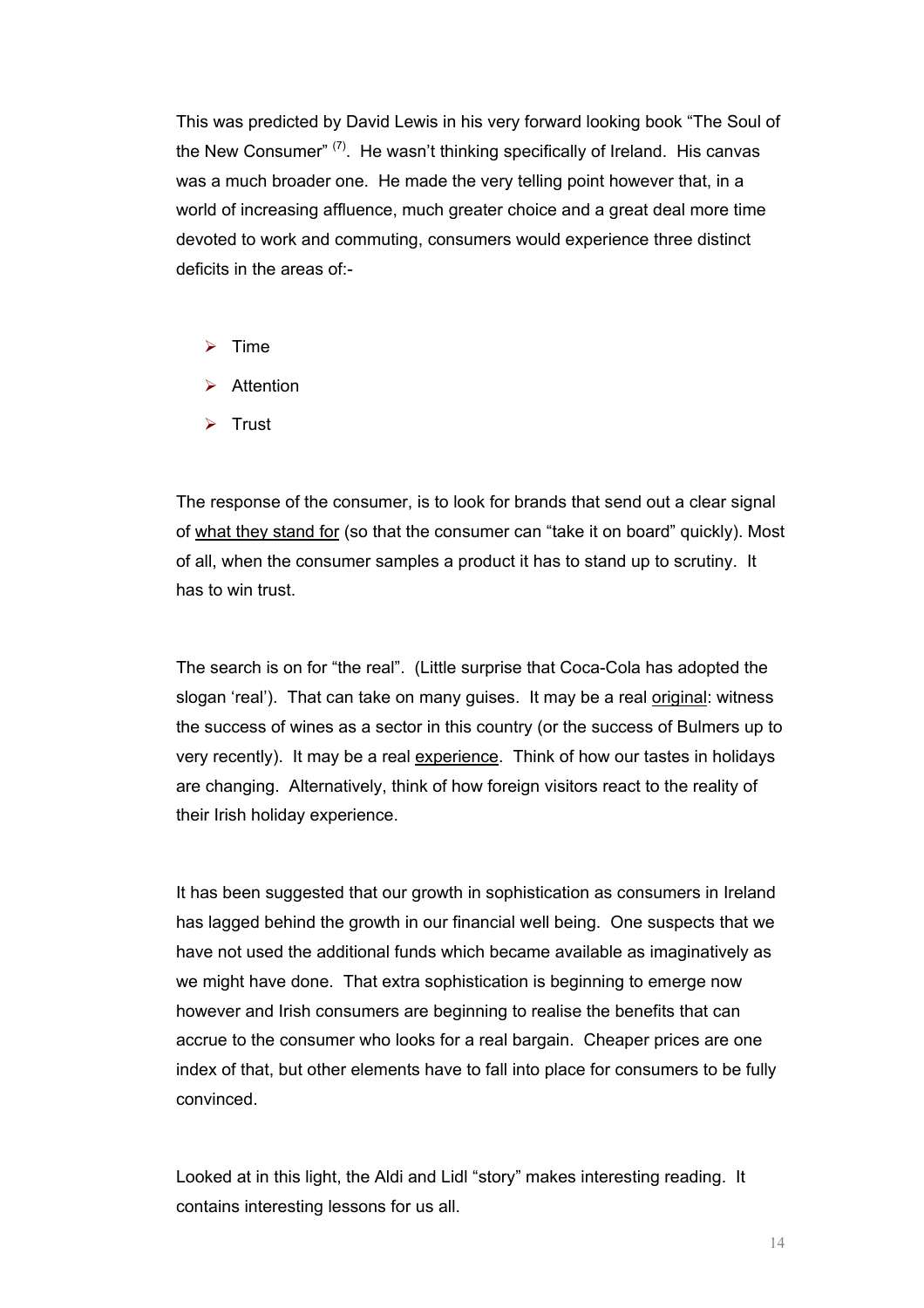This was predicted by David Lewis in his very forward looking book "The Soul of the New Consumer" [7]. He wasn't thinking specifically of Ireland. His canvas was a much broader one. He made the very telling point however that, in a world of increasing affluence, much greater choice and a great deal more time devoted to work and commuting, consumers would experience three distinct deficits in the areas of:-

- Time
- Attention
- Trust

The response of the consumer, is to look for brands that send out a clear signal of <u>what they stand for</u> (so that the consumer can "take it on board" quickly). Most of all, when the consumer samples a product it has to stand up to scrutiny. It has to win trust.

The search is on for "the real". (Little surprise that Coca-Cola has adopted the slogan 'real'). That can take on many guises. It may be a real <u>original</u>: witness the success of wines as a sector in this country (or the success of Bulmers up to very recently). It may be a real <u>experience</u>. Think of how our tastes in holidays are changing. Alternatively, think of how foreign visitors react to the reality of their Irish holiday experience.

It has been suggested that our growth in sophistication as consumers in Ireland has lagged behind the growth in our financial well being. One suspects that we have not used the additional funds which became available as imaginatively as we might have done. That extra sophistication is beginning to emerge now however and Irish consumers are beginning to realise the benefits that can accrue to the consumer who looks for a real bargain. Cheaper prices are one index of that, but other elements have to fall into place for consumers to be fully convinced.

Looked at in this light, the Aldi and Lidl "story" makes interesting reading. It contains interesting lessons for us all.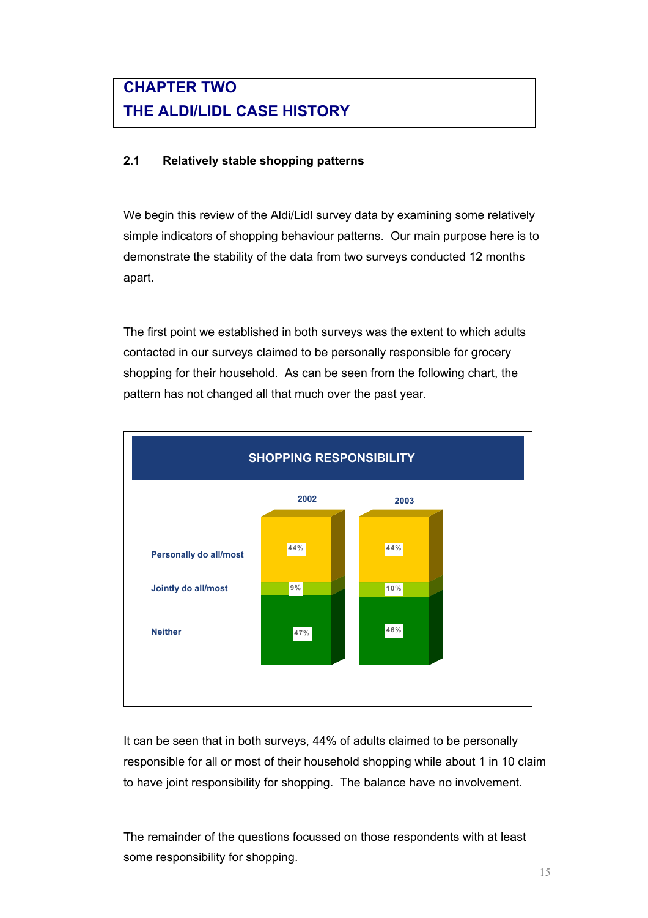# CHAPTER TWO
# THE ALDI/LIDL CASE HISTORY

## 2.1 Relatively stable shopping patterns

We begin this review of the Aldi/Lidl survey data by examining some relatively simple indicators of shopping behaviour patterns. Our main purpose here is to demonstrate the stability of the data from two surveys conducted 12 months apart.

The first point we established in both surveys was the extent to which adults contacted in our surveys claimed to be personally responsible for grocery shopping for their household. As can be seen from the following chart, the pattern has not changed all that much over the past year.

**SHOPPING RESPONSIBILITY**

| | 2002 | 2003 |
|---|---|---|
| Personally do all/most | 44% | 44% |
| Jointly do all/most | 9% | 10% |
| Neither | 47% | 46% |

It can be seen that in both surveys, 44% of adults claimed to be personally responsible for all or most of their household shopping while about 1 in 10 claim to have joint responsibility for shopping. The balance have no involvement.

The remainder of the questions focussed on those respondents with at least some responsibility for shopping.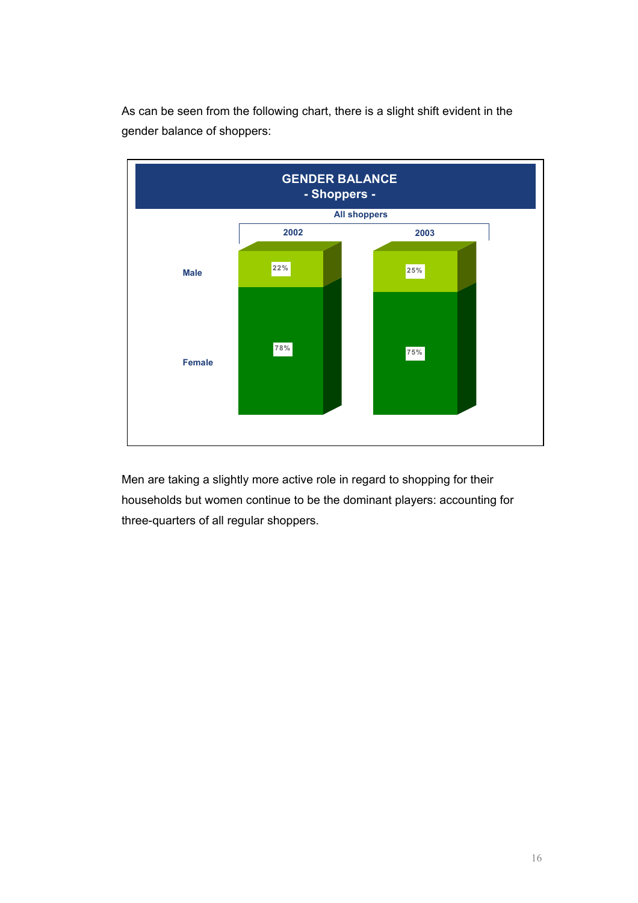As can be seen from the following chart, there is a slight shift evident in the gender balance of shoppers:

**GENDER BALANCE**
**- Shoppers -**

All shoppers

| | 2002 | 2003 |
|---|---|---|
| Male | 22% | 25% |
| Female | 78% | 75% |

Men are taking a slightly more active role in regard to shopping for their households but women continue to be the dominant players: accounting for three-quarters of all regular shoppers.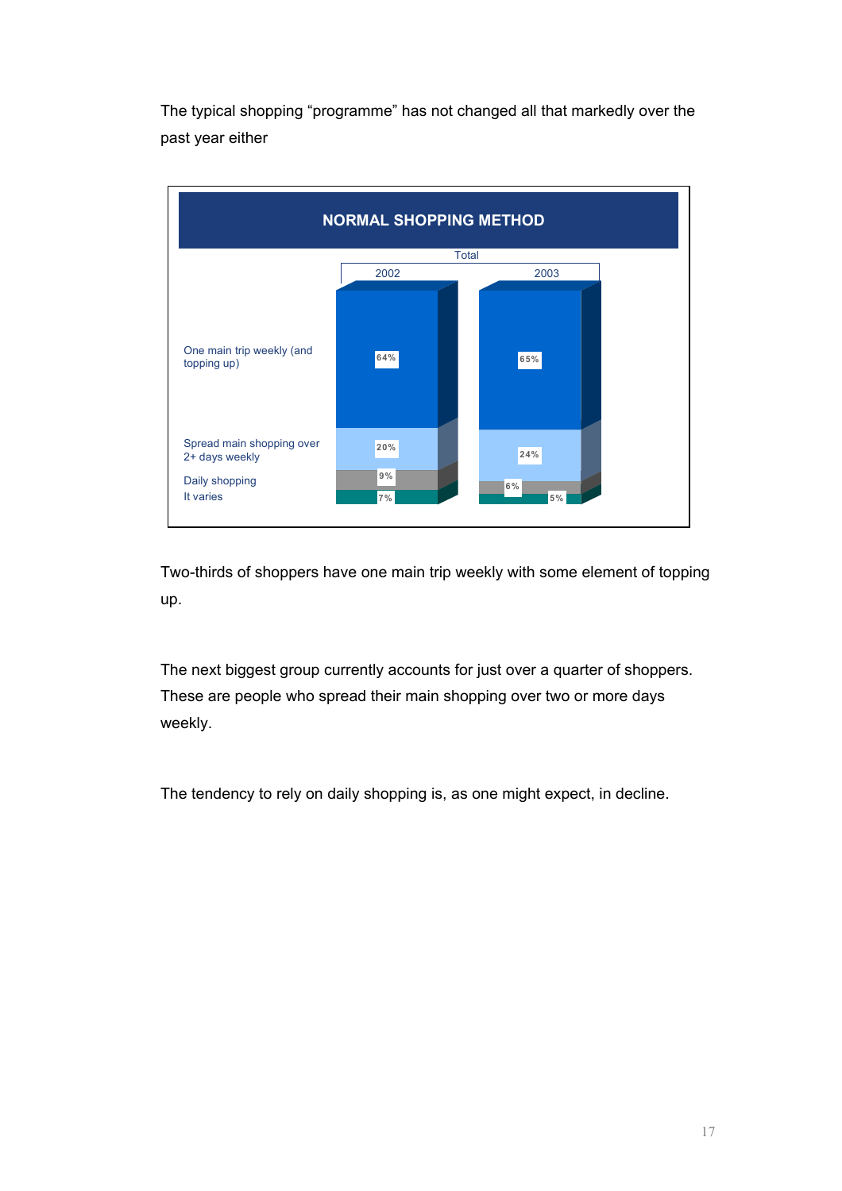The typical shopping "programme" has not changed all that markedly over the past year either

**NORMAL SHOPPING METHOD**

| Total | 2002 | 2003 |
|---|---|---|
| One main trip weekly (and topping up) | 64% | 65% |
| Spread main shopping over 2+ days weekly | 20% | 24% |
| Daily shopping | 9% | 6% |
| It varies | 7% | 5% |

Two-thirds of shoppers have one main trip weekly with some element of topping up.

The next biggest group currently accounts for just over a quarter of shoppers. These are people who spread their main shopping over two or more days weekly.

The tendency to rely on daily shopping is, as one might expect, in decline.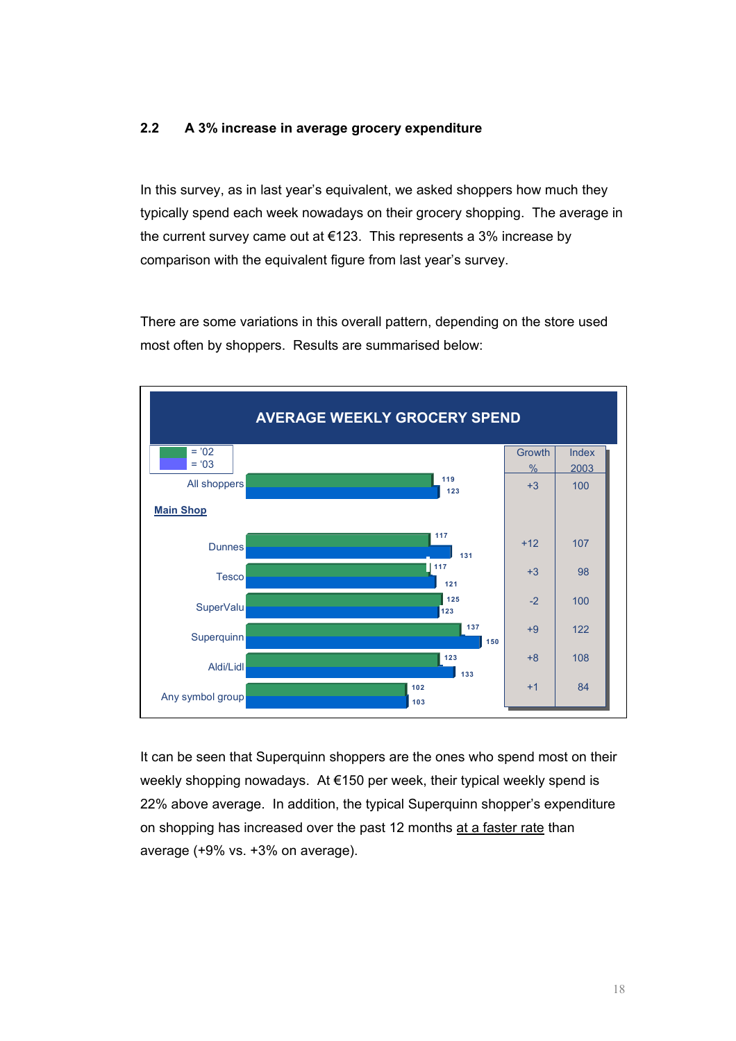## 2.2 A 3% increase in average grocery expenditure

In this survey, as in last year's equivalent, we asked shoppers how much they typically spend each week nowadays on their grocery shopping. The average in the current survey came out at €123. This represents a 3% increase by comparison with the equivalent figure from last year's survey.

There are some variations in this overall pattern, depending on the store used most often by shoppers. Results are summarised below:

**AVERAGE WEEKLY GROCERY SPEND**

| | '02 | '03 | Growth % | Index 2003 |
|---|---|---|---|---|
| All shoppers | 119 | 123 | +3 | 100 |
| **Main Shop** | | | | |
| Dunnes | 117 | 131 | +12 | 107 |
| Tesco | 117 | 121 | +3 | 98 |
| SuperValu | 125 | 123 | -2 | 100 |
| Superquinn | 137 | 150 | +9 | 122 |
| Aldi/Lidl | 123 | 133 | +8 | 108 |
| Any symbol group | 102 | 103 | +1 | 84 |

It can be seen that Superquinn shoppers are the ones who spend most on their weekly shopping nowadays. At €150 per week, their typical weekly spend is 22% above average. In addition, the typical Superquinn shopper's expenditure on shopping has increased over the past 12 months at a faster rate than average (+9% vs. +3% on average).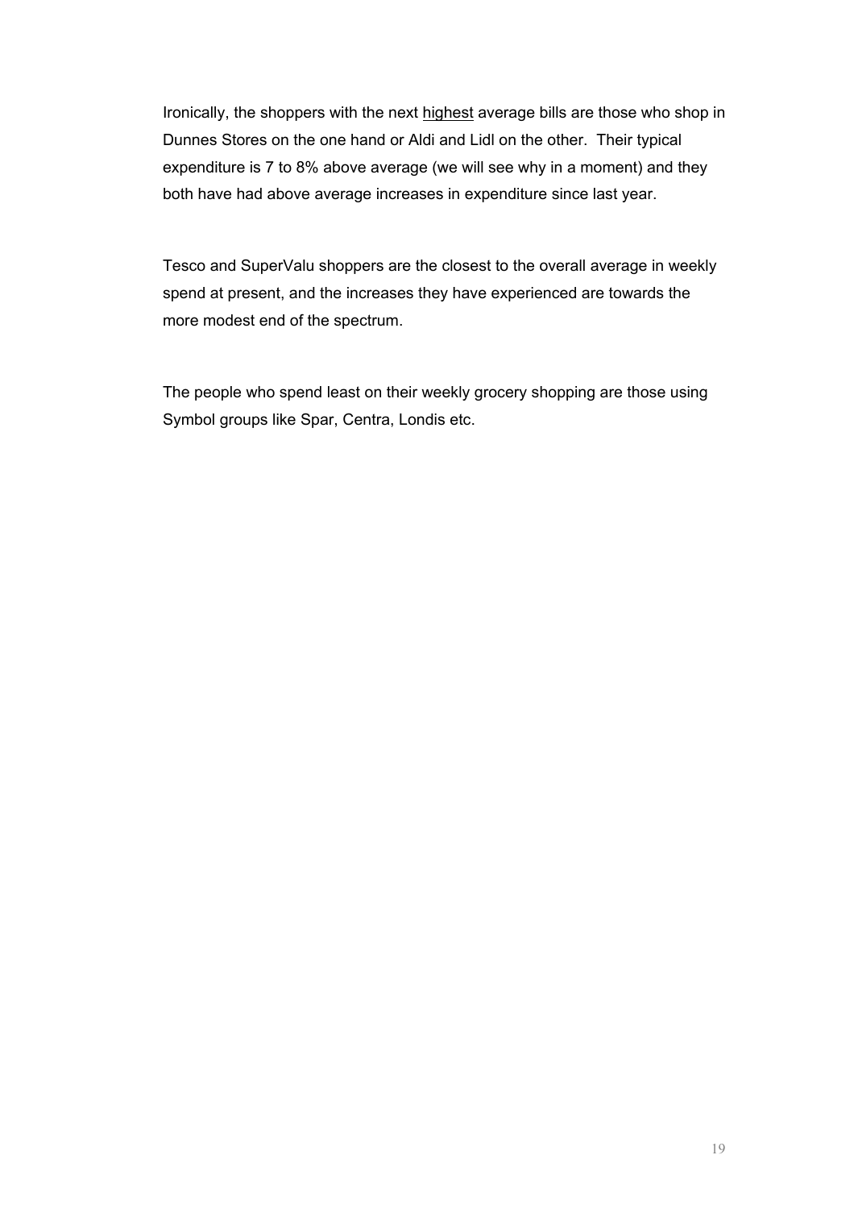Ironically, the shoppers with the next <u>highest</u> average bills are those who shop in Dunnes Stores on the one hand or Aldi and Lidl on the other. Their typical expenditure is 7 to 8% above average (we will see why in a moment) and they both have had above average increases in expenditure since last year.

Tesco and SuperValu shoppers are the closest to the overall average in weekly spend at present, and the increases they have experienced are towards the more modest end of the spectrum.

The people who spend least on their weekly grocery shopping are those using Symbol groups like Spar, Centra, Londis etc.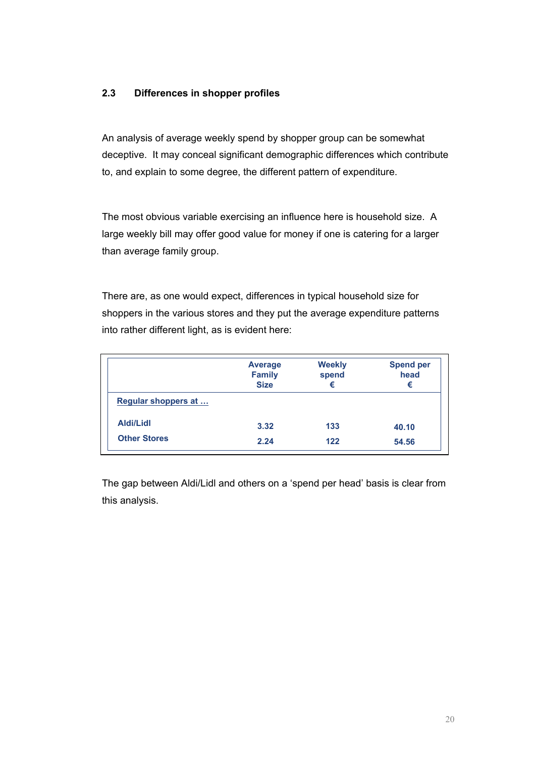### 2.3 Differences in shopper profiles

An analysis of average weekly spend by shopper group can be somewhat deceptive. It may conceal significant demographic differences which contribute to, and explain to some degree, the different pattern of expenditure.

The most obvious variable exercising an influence here is household size. A large weekly bill may offer good value for money if one is catering for a larger than average family group.

There are, as one would expect, differences in typical household size for shoppers in the various stores and they put the average expenditure patterns into rather different light, as is evident here:

| | Average Family Size | Weekly spend € | Spend per head € |
|---|---|---|---|
| **Regular shoppers at …** | | | |
| Aldi/Lidl | 3.32 | 133 | 40.10 |
| Other Stores | 2.24 | 122 | 54.56 |

The gap between Aldi/Lidl and others on a 'spend per head' basis is clear from this analysis.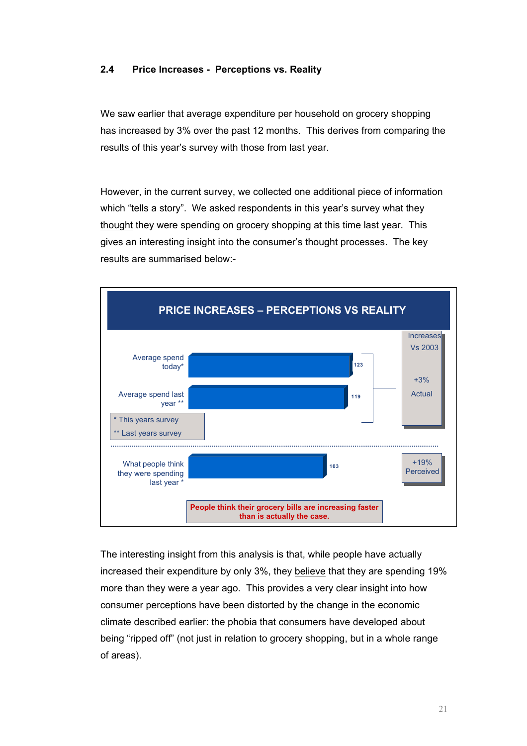## 2.4 Price Increases - Perceptions vs. Reality

We saw earlier that average expenditure per household on grocery shopping has increased by 3% over the past 12 months. This derives from comparing the results of this year's survey with those from last year.

However, in the current survey, we collected one additional piece of information which "tells a story". We asked respondents in this year's survey what they thought they were spending on grocery shopping at this time last year. This gives an interesting insight into the consumer's thought processes. The key results are summarised below:-

**PRICE INCREASES – PERCEPTIONS VS REALITY**

| | Value | Increases Vs 2003 |
|---|---|---|
| Average spend today* | 123 | +3% Actual |
| Average spend last year ** | 119 | |
| What people think they were spending last year * | 103 | +19% Perceived |

\* This years survey
\*\* Last years survey

**People think their grocery bills are increasing faster than is actually the case.**

The interesting insight from this analysis is that, while people have actually increased their expenditure by only 3%, they believe that they are spending 19% more than they were a year ago. This provides a very clear insight into how consumer perceptions have been distorted by the change in the economic climate described earlier: the phobia that consumers have developed about being "ripped off" (not just in relation to grocery shopping, but in a whole range of areas).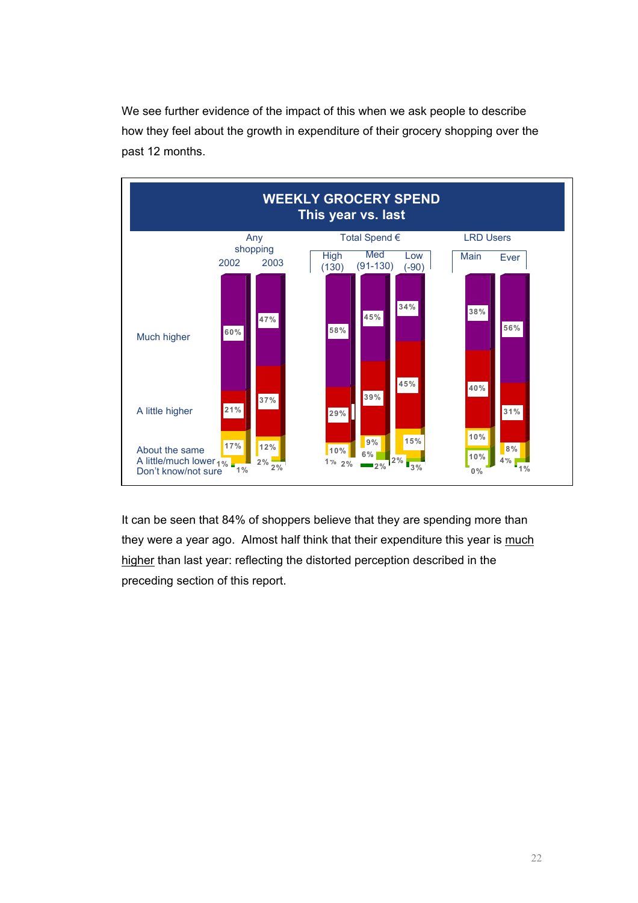We see further evidence of the impact of this when we ask people to describe how they feel about the growth in expenditure of their grocery shopping over the past 12 months.

**WEEKLY GROCERY SPEND**
**This year vs. last**

| | Any shopping 2002 | Any shopping 2003 | Total Spend € High (130) | Total Spend € Med (91-130) | Total Spend € Low (-90) | LRD Users Main | LRD Users Ever |
|---|---|---|---|---|---|---|---|
| Much higher | 60% | 47% | 58% | 45% | 34% | 38% | 56% |
| A little higher | 21% | 37% | 29% | 39% | 45% | 40% | 31% |
| About the same | 17% | 12% | 10% | 9% | 15% | 10% | 8% |
| A little/much lower | 1% | 2% | 1% | 6% | 2% | 10% | 4% |
| Don't know/not sure | 1% | 2% | 2% | 2% | 3% | 0% | 1% |

It can be seen that 84% of shoppers believe that they are spending more than they were a year ago. Almost half think that their expenditure this year is much higher than last year: reflecting the distorted perception described in the preceding section of this report.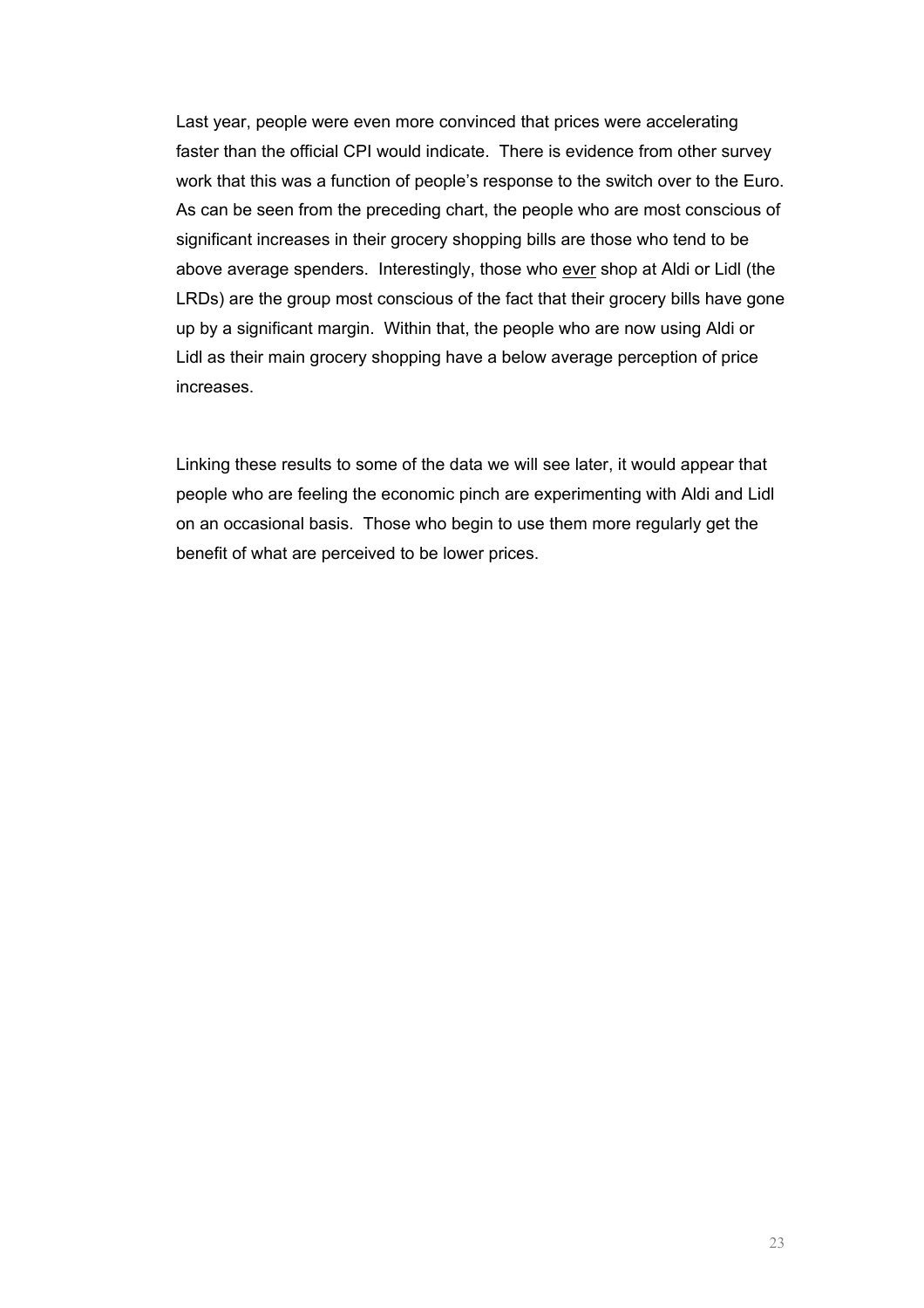Last year, people were even more convinced that prices were accelerating faster than the official CPI would indicate. There is evidence from other survey work that this was a function of people's response to the switch over to the Euro. As can be seen from the preceding chart, the people who are most conscious of significant increases in their grocery shopping bills are those who tend to be above average spenders. Interestingly, those who <u>ever</u> shop at Aldi or Lidl (the LRDs) are the group most conscious of the fact that their grocery bills have gone up by a significant margin. Within that, the people who are now using Aldi or Lidl as their main grocery shopping have a below average perception of price increases.

Linking these results to some of the data we will see later, it would appear that people who are feeling the economic pinch are experimenting with Aldi and Lidl on an occasional basis. Those who begin to use them more regularly get the benefit of what are perceived to be lower prices.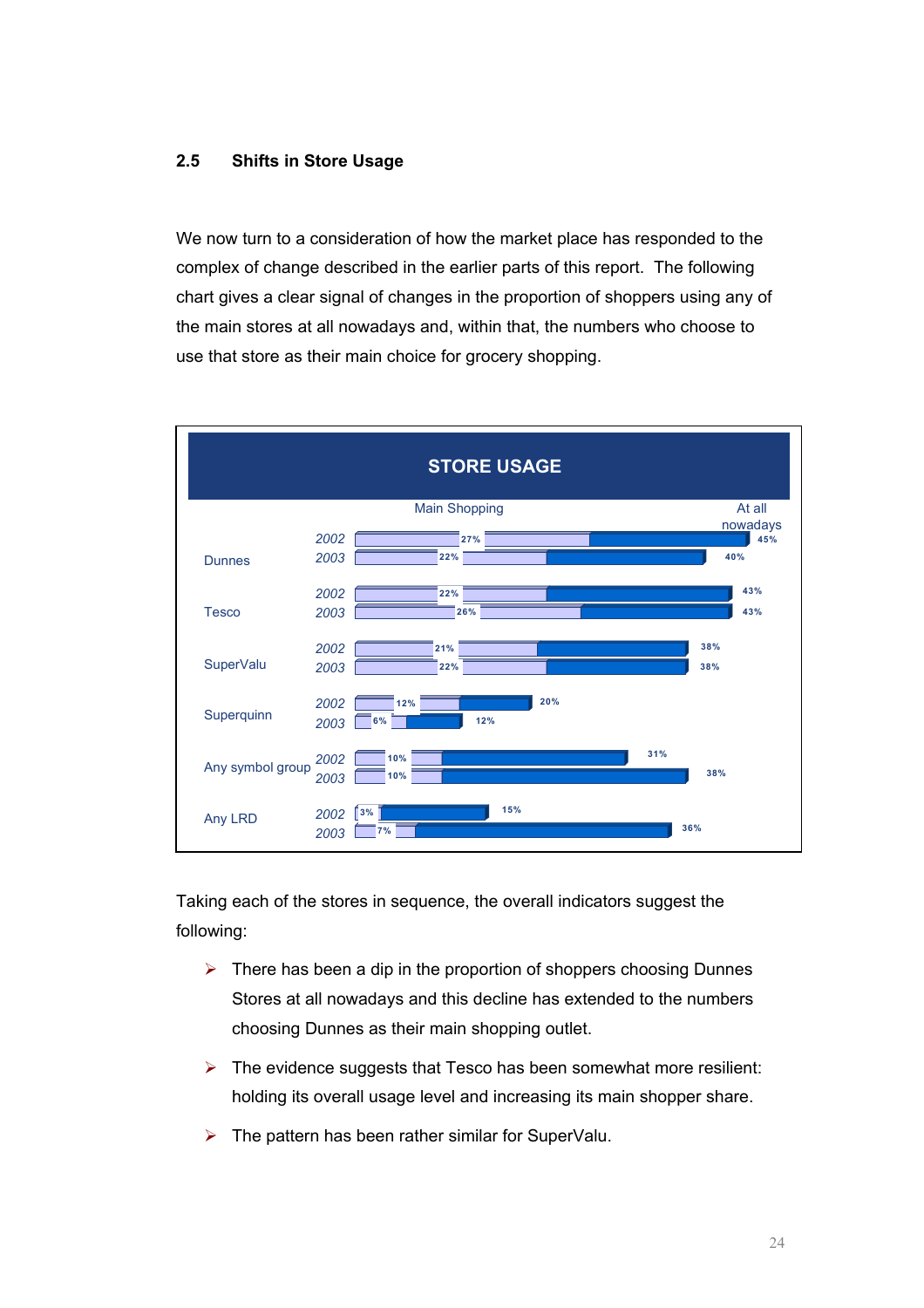## 2.5 Shifts in Store Usage

We now turn to a consideration of how the market place has responded to the complex of change described in the earlier parts of this report. The following chart gives a clear signal of changes in the proportion of shoppers using any of the main stores at all nowadays and, within that, the numbers who choose to use that store as their main choice for grocery shopping.

**STORE USAGE**

| Store | Year | Main Shopping | At all nowadays |
|---|---|---|---|
| Dunnes | 2002 | 27% | 45% |
| | 2003 | 22% | 40% |
| Tesco | 2002 | 22% | 43% |
| | 2003 | 26% | 43% |
| SuperValu | 2002 | 21% | 38% |
| | 2003 | 22% | 38% |
| Superquinn | 2002 | 12% | 20% |
| | 2003 | 6% | 12% |
| Any symbol group | 2002 | 10% | 31% |
| | 2003 | 10% | 38% |
| Any LRD | 2002 | 3% | 15% |
| | 2003 | 7% | 36% |

Taking each of the stores in sequence, the overall indicators suggest the following:

- There has been a dip in the proportion of shoppers choosing Dunnes Stores at all nowadays and this decline has extended to the numbers choosing Dunnes as their main shopping outlet.
- The evidence suggests that Tesco has been somewhat more resilient: holding its overall usage level and increasing its main shopper share.
- The pattern has been rather similar for SuperValu.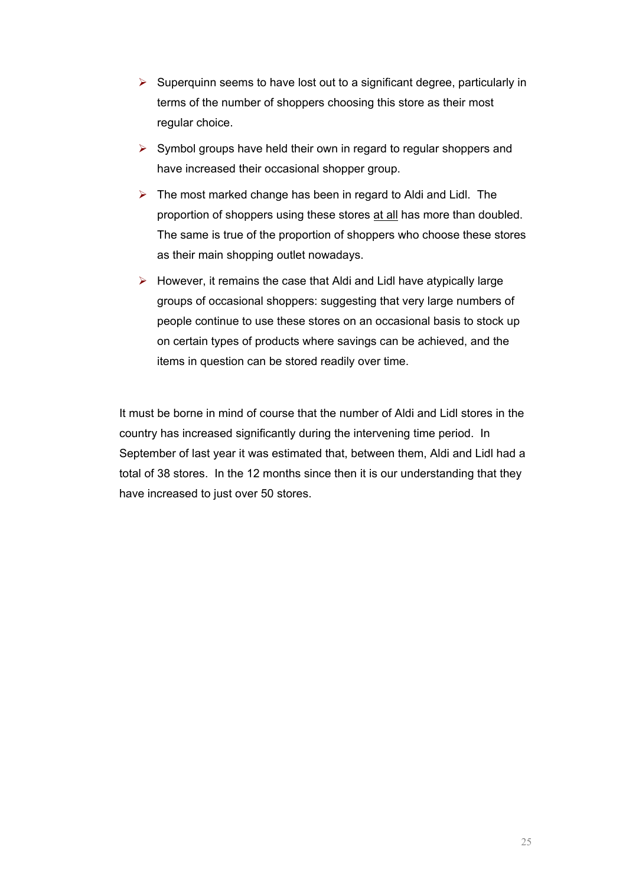- Superquinn seems to have lost out to a significant degree, particularly in terms of the number of shoppers choosing this store as their most regular choice.
- Symbol groups have held their own in regard to regular shoppers and have increased their occasional shopper group.
- The most marked change has been in regard to Aldi and Lidl. The proportion of shoppers using these stores <u>at all</u> has more than doubled. The same is true of the proportion of shoppers who choose these stores as their main shopping outlet nowadays.
- However, it remains the case that Aldi and Lidl have atypically large groups of occasional shoppers: suggesting that very large numbers of people continue to use these stores on an occasional basis to stock up on certain types of products where savings can be achieved, and the items in question can be stored readily over time.

It must be borne in mind of course that the number of Aldi and Lidl stores in the country has increased significantly during the intervening time period. In September of last year it was estimated that, between them, Aldi and Lidl had a total of 38 stores. In the 12 months since then it is our understanding that they have increased to just over 50 stores.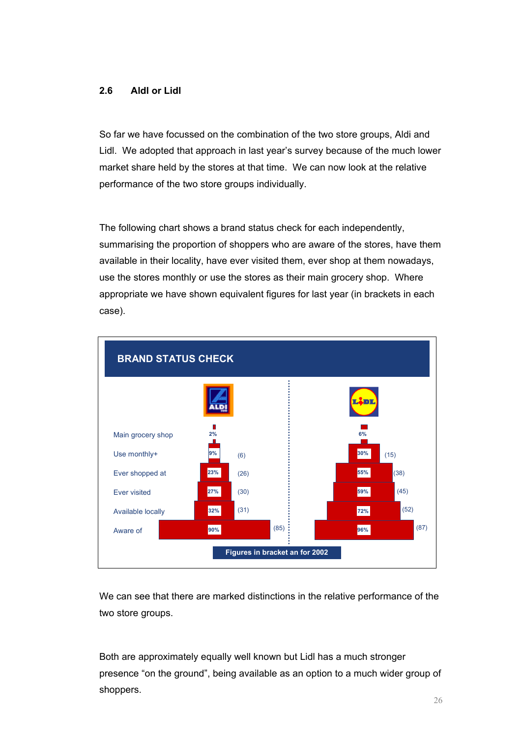## 2.6 Aldi or Lidl

So far we have focussed on the combination of the two store groups, Aldi and Lidl. We adopted that approach in last year's survey because of the much lower market share held by the stores at that time. We can now look at the relative performance of the two store groups individually.

The following chart shows a brand status check for each independently, summarising the proportion of shoppers who are aware of the stores, have them available in their locality, have ever visited them, ever shop at them nowadays, use the stores monthly or use the stores as their main grocery shop. Where appropriate we have shown equivalent figures for last year (in brackets in each case).

**BRAND STATUS CHECK**

| | ALDI | | LIDL | |
|---|---|---|---|---|
| Main grocery shop | 2% | | 6% | |
| Use monthly+ | 9% | (6) | 30% | (15) |
| Ever shopped at | 23% | (26) | 55% | (38) |
| Ever visited | 27% | (30) | 59% | (45) |
| Available locally | 32% | (31) | 72% | (52) |
| Aware of | 90% | (85) | 96% | (87) |

Figures in bracket an for 2002

We can see that there are marked distinctions in the relative performance of the two store groups.

Both are approximately equally well known but Lidl has a much stronger presence "on the ground", being available as an option to a much wider group of shoppers.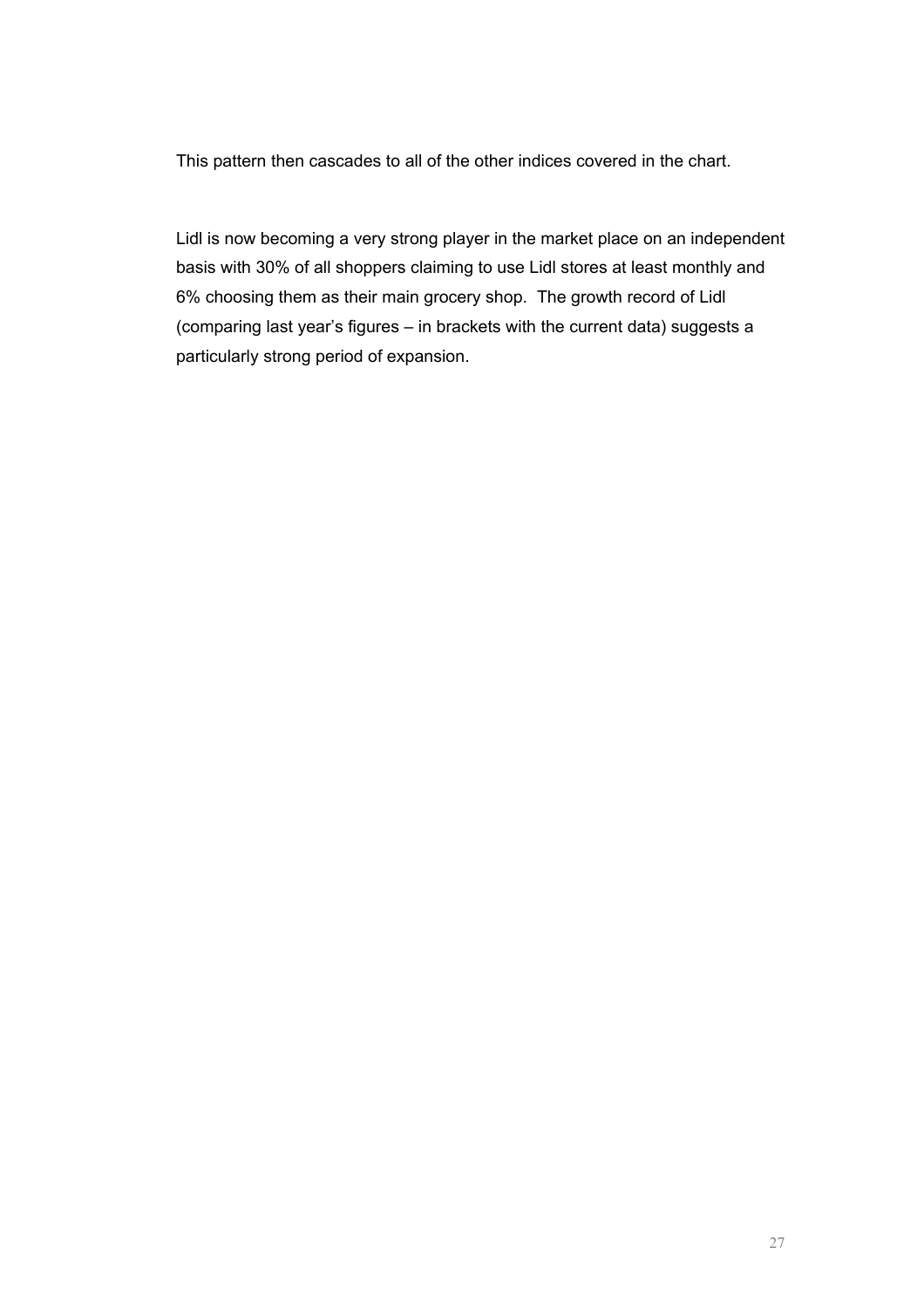This pattern then cascades to all of the other indices covered in the chart.

Lidl is now becoming a very strong player in the market place on an independent basis with 30% of all shoppers claiming to use Lidl stores at least monthly and 6% choosing them as their main grocery shop.  The growth record of Lidl (comparing last year's figures – in brackets with the current data) suggests a particularly strong period of expansion.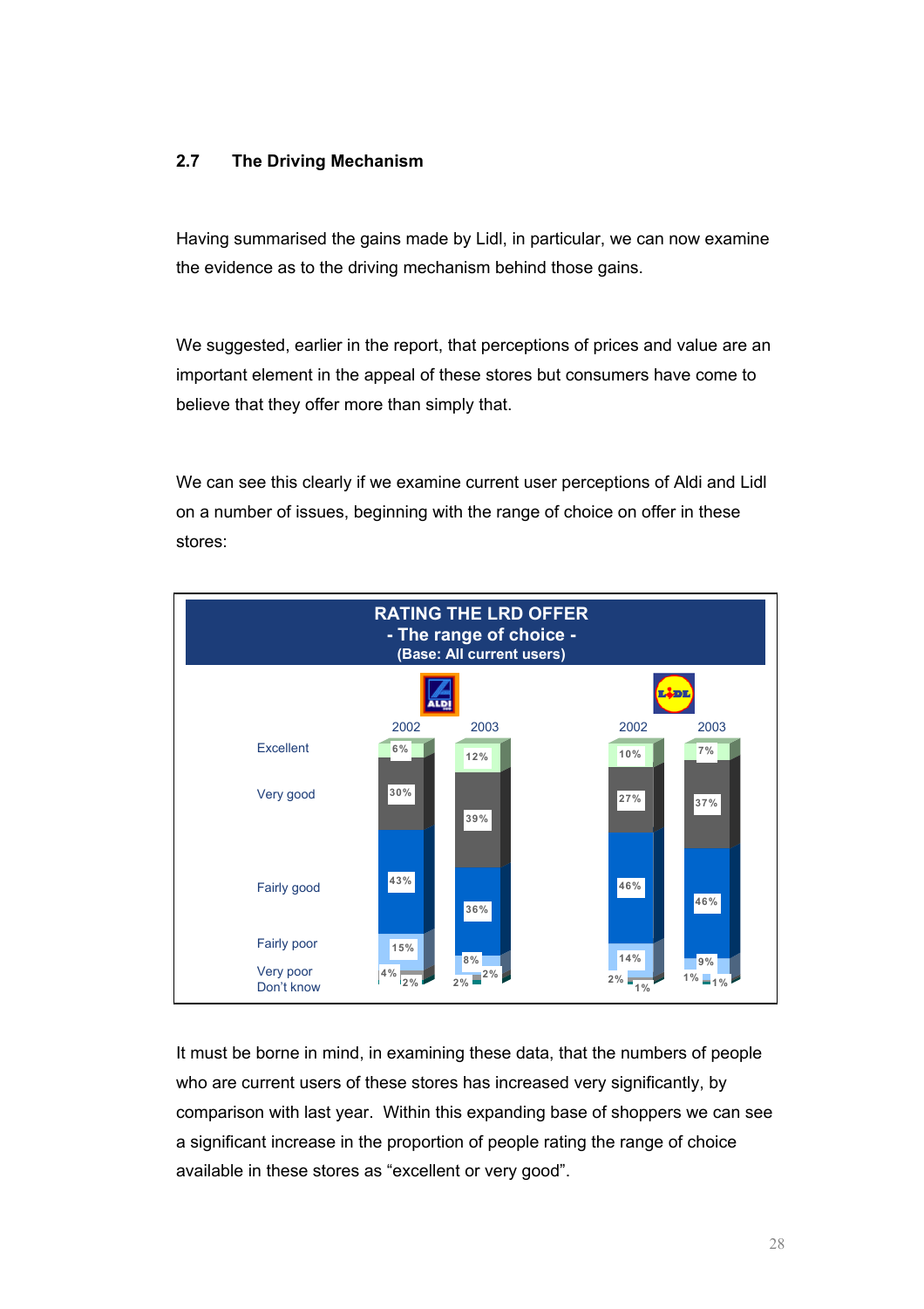## 2.7 The Driving Mechanism

Having summarised the gains made by Lidl, in particular, we can now examine the evidence as to the driving mechanism behind those gains.

We suggested, earlier in the report, that perceptions of prices and value are an important element in the appeal of these stores but consumers have come to believe that they offer more than simply that.

We can see this clearly if we examine current user perceptions of Aldi and Lidl on a number of issues, beginning with the range of choice on offer in these stores:

**RATING THE LRD OFFER**
**- The range of choice -**
**(Base: All current users)**

| | Aldi 2002 | Aldi 2003 | Lidl 2002 | Lidl 2003 |
|---|---|---|---|---|
| Excellent | 6% | 12% | 10% | 7% |
| Very good | 30% | 39% | 27% | 37% |
| Fairly good | 43% | 36% | 46% | 46% |
| Fairly poor | 15% | 8% | 14% | 9% |
| Very poor | 4% | 2% | 2% | 1% |
| Don't know | 2% | 2% | 1% | 1% |

It must be borne in mind, in examining these data, that the numbers of people who are current users of these stores has increased very significantly, by comparison with last year. Within this expanding base of shoppers we can see a significant increase in the proportion of people rating the range of choice available in these stores as "excellent or very good".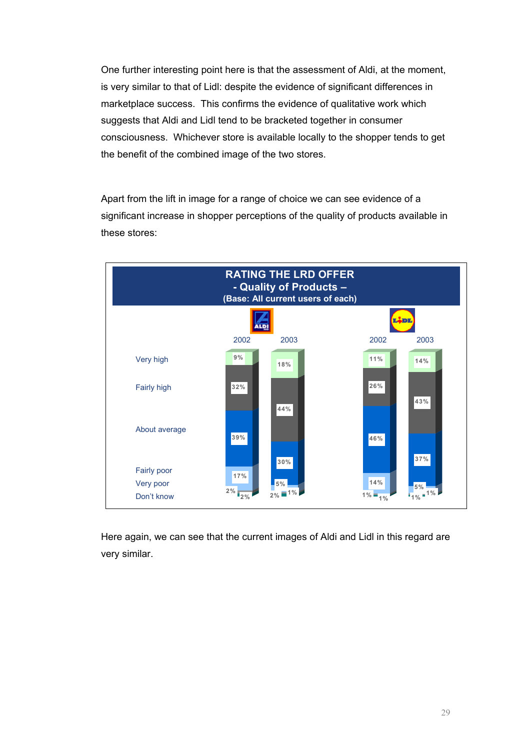One further interesting point here is that the assessment of Aldi, at the moment, is very similar to that of Lidl: despite the evidence of significant differences in marketplace success. This confirms the evidence of qualitative work which suggests that Aldi and Lidl tend to be bracketed together in consumer consciousness. Whichever store is available locally to the shopper tends to get the benefit of the combined image of the two stores.

Apart from the lift in image for a range of choice we can see evidence of a significant increase in shopper perceptions of the quality of products available in these stores:

**RATING THE LRD OFFER**
**- Quality of Products –**
**(Base: All current users of each)**

| | Aldi 2002 | Aldi 2003 | Lidl 2002 | Lidl 2003 |
|---|---|---|---|---|
| Very high | 9% | 18% | 11% | 14% |
| Fairly high | 32% | 44% | 26% | 43% |
| About average | 39% | 30% | 46% | 37% |
| Fairly poor | 17% | 5% | 14% | 5% |
| Very poor | 2% | 2% | 1% | 1% |
| Don't know | 2% | 1% | 1% | 1% |

Here again, we can see that the current images of Aldi and Lidl in this regard are very similar.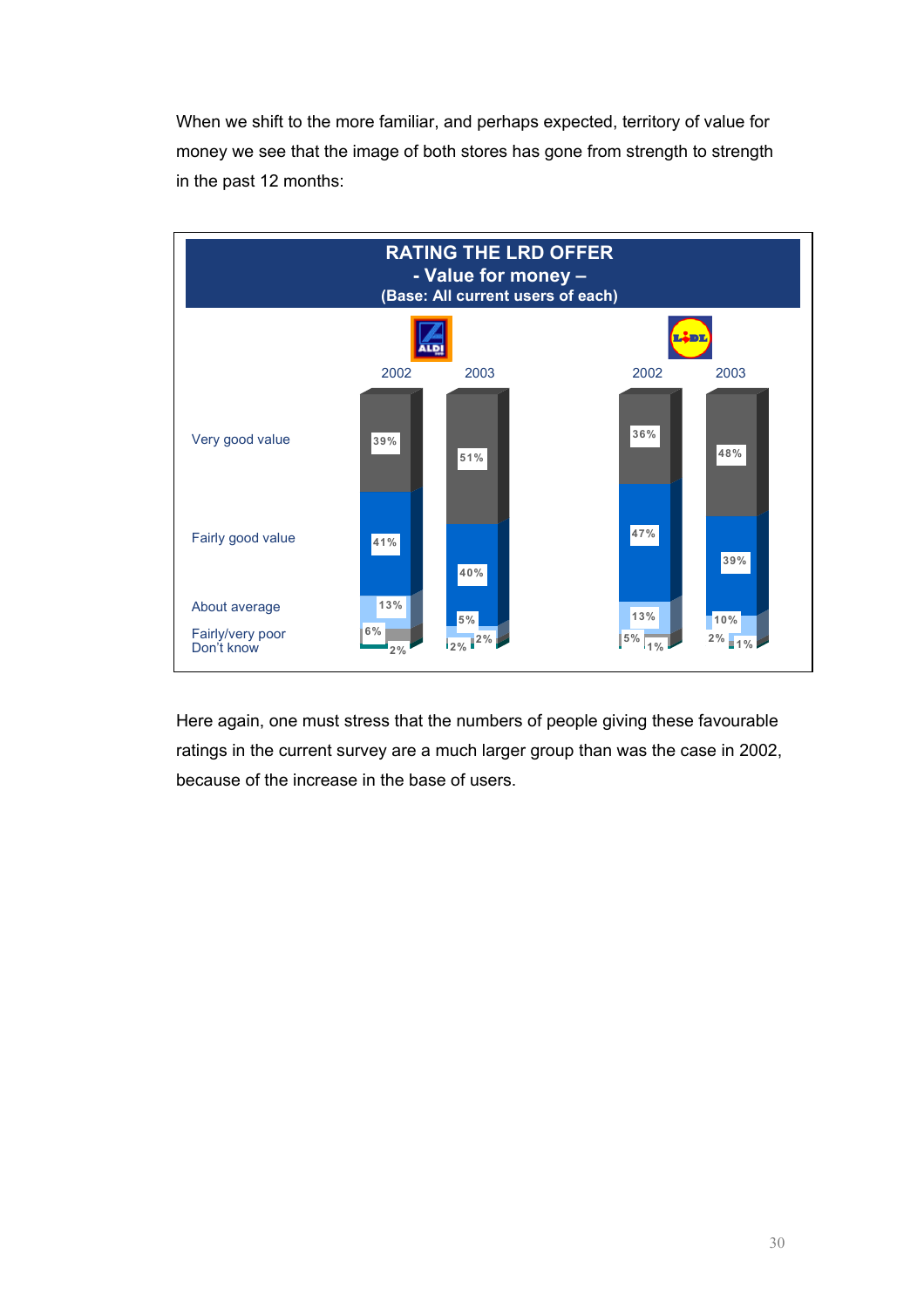When we shift to the more familiar, and perhaps expected, territory of value for money we see that the image of both stores has gone from strength to strength in the past 12 months:

**RATING THE LRD OFFER**
**- Value for money –**
**(Base: All current users of each)**

| | ALDI 2002 | ALDI 2003 | LIDL 2002 | LIDL 2003 |
|---|---|---|---|---|
| Very good value | 39% | 51% | 36% | 48% |
| Fairly good value | 41% | 40% | 47% | 39% |
| About average | 13% | 5% | 13% | 10% |
| Fairly/very poor | 6% | 2% | 5% | 2% |
| Don't know | 2% | 2% | 1% | 1% |

Here again, one must stress that the numbers of people giving these favourable ratings in the current survey are a much larger group than was the case in 2002, because of the increase in the base of users.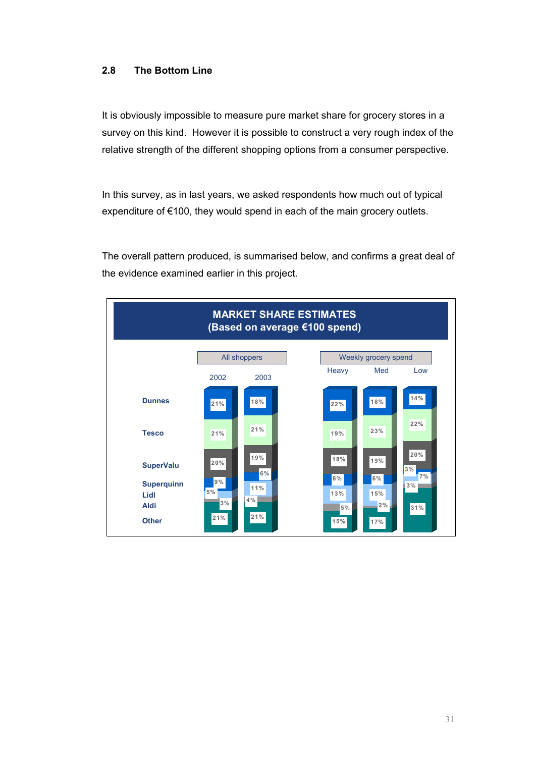### 2.8 The Bottom Line

It is obviously impossible to measure pure market share for grocery stores in a survey on this kind. However it is possible to construct a very rough index of the relative strength of the different shopping options from a consumer perspective.

In this survey, as in last years, we asked respondents how much out of typical expenditure of €100, they would spend in each of the main grocery outlets.

The overall pattern produced, is summarised below, and confirms a great deal of the evidence examined earlier in this project.

**MARKET SHARE ESTIMATES**
**(Based on average €100 spend)**

| | All shoppers | | Weekly grocery spend | | |
|---|---|---|---|---|---|
| | 2002 | 2003 | Heavy | Med | Low |
| Dunnes | 21% | 18% | 22% | 18% | 14% |
| Tesco | 21% | 21% | 19% | 23% | 22% |
| SuperValu | 20% | 19% | 18% | 19% | 20% |
| Superquinn | 9% | 6% | 8% | 6% | 3% |
| Lidl | 5% | 11% | 13% | 15% | 7% |
| Aldi | 3% | 4% | 5% | 2% | 3% |
| Other | 21% | 21% | 15% | 17% | 31% |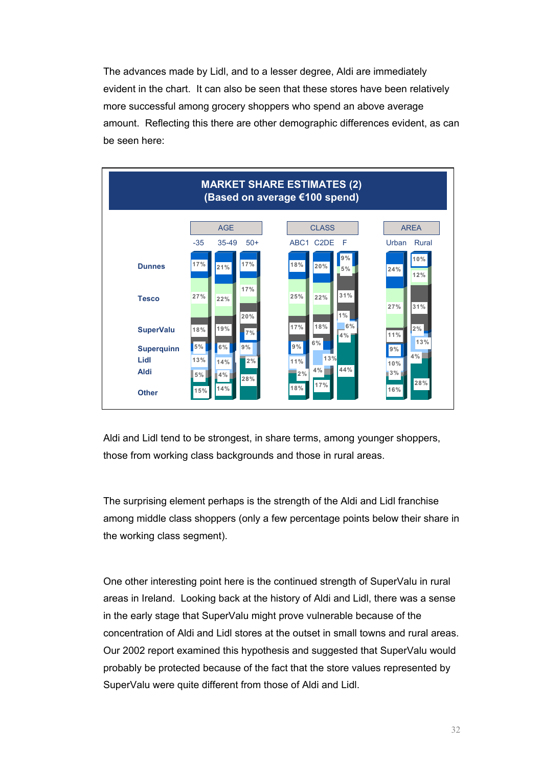The advances made by Lidl, and to a lesser degree, Aldi are immediately evident in the chart. It can also be seen that these stores have been relatively more successful among grocery shoppers who spend an above average amount. Reflecting this there are other demographic differences evident, as can be seen here:

**MARKET SHARE ESTIMATES (2)**
**(Based on average €100 spend)**

| | AGE | | | CLASS | | | AREA | |
|---|---|---|---|---|---|---|---|---|
| | -35 | 35-49 | 50+ | ABC1 | C2DE | F | Urban | Rural |
| Dunnes | 17% | 21% | 17% | 18% | 20% | 9% | 24% | 10% |
| Tesco | 27% | 22% | 17% | 25% | 22% | 5% | 27% | 12% |
| SuperValu | 18% | 19% | 20% | 17% | 18% | 31% | 11% | 31% |
| Superquinn | 5% | 6% | 7% | 9% | 6% | 1% | 9% | 2% |
| Lidl | 13% | 14% | 9% | 11% | 13% | 6% | 10% | 13% |
| Aldi | 5% | 4% | 2% | 2% | 4% | 4% | 3% | 4% |
| Other | 15% | 14% | 28% | 18% | 17% | 44% | 16% | 28% |

Aldi and Lidl tend to be strongest, in share terms, among younger shoppers, those from working class backgrounds and those in rural areas.

The surprising element perhaps is the strength of the Aldi and Lidl franchise among middle class shoppers (only a few percentage points below their share in the working class segment).

One other interesting point here is the continued strength of SuperValu in rural areas in Ireland. Looking back at the history of Aldi and Lidl, there was a sense in the early stage that SuperValu might prove vulnerable because of the concentration of Aldi and Lidl stores at the outset in small towns and rural areas. Our 2002 report examined this hypothesis and suggested that SuperValu would probably be protected because of the fact that the store values represented by SuperValu were quite different from those of Aldi and Lidl.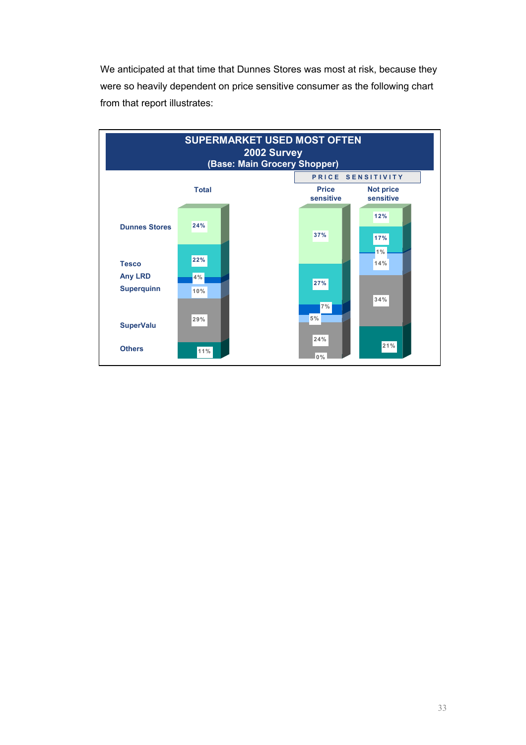We anticipated at that time that Dunnes Stores was most at risk, because they were so heavily dependent on price sensitive consumer as the following chart from that report illustrates:

**SUPERMARKET USED MOST OFTEN**
**2002 Survey**
**(Base: Main Grocery Shopper)**

| | Total | Price sensitive | Not price sensitive |
|---|---|---|---|
| Dunnes Stores | 24% | 37% | 12% |
| Tesco | 22% | 27% | 17% |
| Any LRD | 4% | 7% | 1% |
| Superquinn | 10% | 5% | 14% |
| SuperValu | 29% | 24% | 34% |
| Others | 11% | 0% | 21% |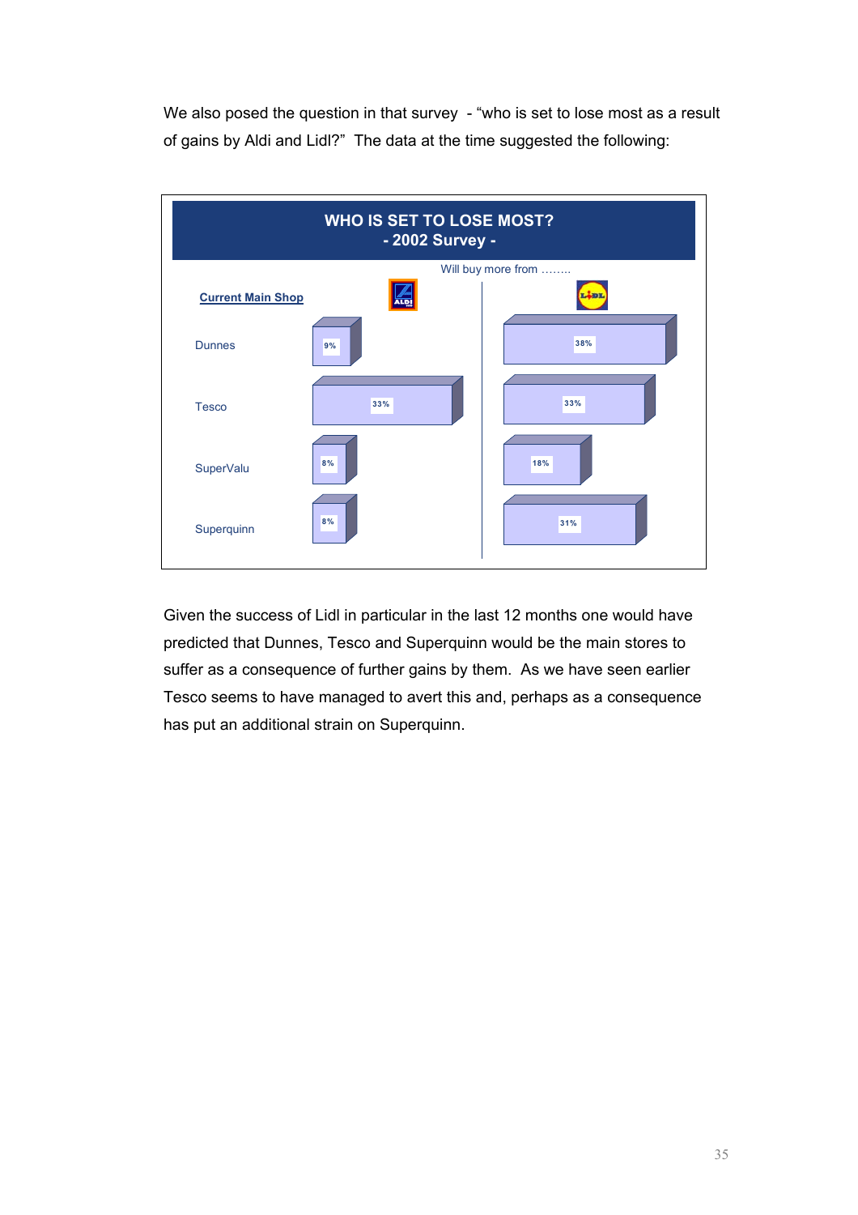We also posed the question in that survey - "who is set to lose most as a result of gains by Aldi and Lidl?" The data at the time suggested the following:

**WHO IS SET TO LOSE MOST?**
**- 2002 Survey -**

Will buy more from ........

| Current Main Shop | ALDI | LIDL |
|---|---|---|
| Dunnes | 9% | 38% |
| Tesco | 33% | 33% |
| SuperValu | 8% | 18% |
| Superquinn | 8% | 31% |

Given the success of Lidl in particular in the last 12 months one would have predicted that Dunnes, Tesco and Superquinn would be the main stores to suffer as a consequence of further gains by them. As we have seen earlier Tesco seems to have managed to avert this and, perhaps as a consequence has put an additional strain on Superquinn.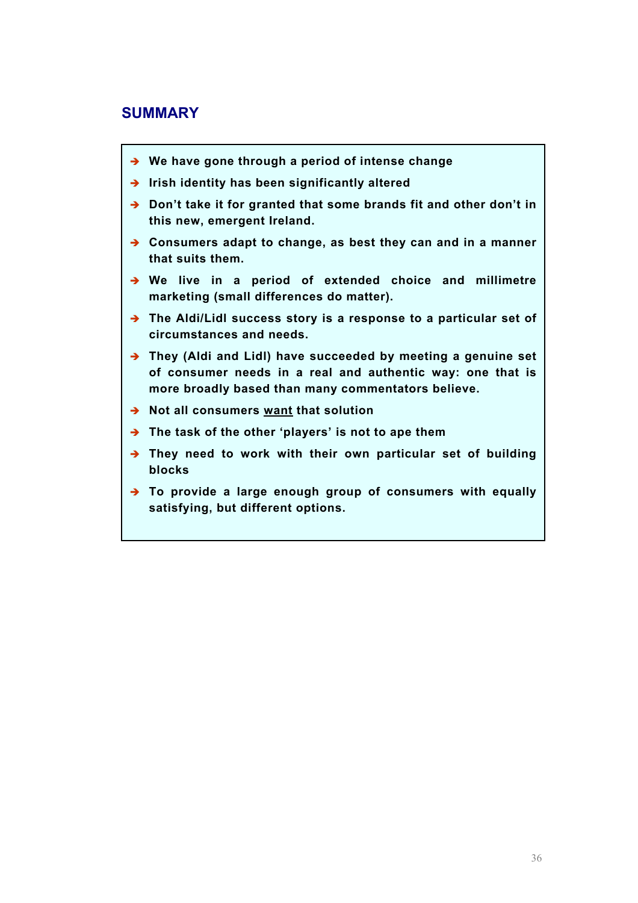## SUMMARY

- **We have gone through a period of intense change**
- **Irish identity has been significantly altered**
- **Don't take it for granted that some brands fit and other don't in this new, emergent Ireland.**
- **Consumers adapt to change, as best they can and in a manner that suits them.**
- **We live in a period of extended choice and millimetre marketing (small differences do matter).**
- **The Aldi/Lidl success story is a response to a particular set of circumstances and needs.**
- **They (Aldi and Lidl) have succeeded by meeting a genuine set of consumer needs in a real and authentic way: one that is more broadly based than many commentators believe.**
- **Not all consumers <u>want</u> that solution**
- **The task of the other 'players' is not to ape them**
- **They need to work with their own particular set of building blocks**
- **To provide a large enough group of consumers with equally satisfying, but different options.**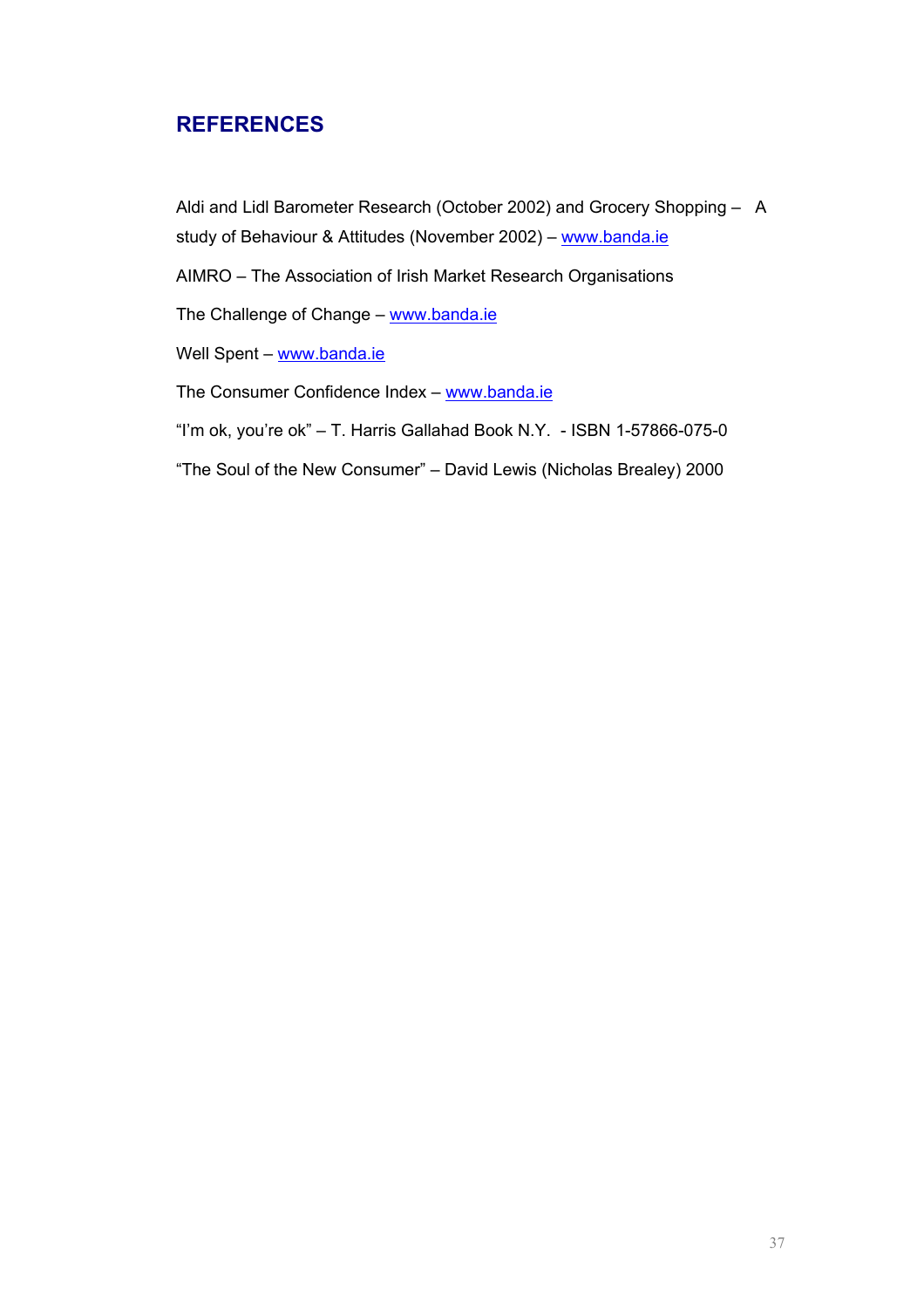## REFERENCES

Aldi and Lidl Barometer Research (October 2002) and Grocery Shopping – A study of Behaviour & Attitudes (November 2002) – www.banda.ie

AIMRO – The Association of Irish Market Research Organisations

The Challenge of Change – www.banda.ie

Well Spent – www.banda.ie

The Consumer Confidence Index – www.banda.ie

"I'm ok, you're ok" – T. Harris Gallahad Book N.Y. - ISBN 1-57866-075-0

"The Soul of the New Consumer" – David Lewis (Nicholas Brealey) 2000